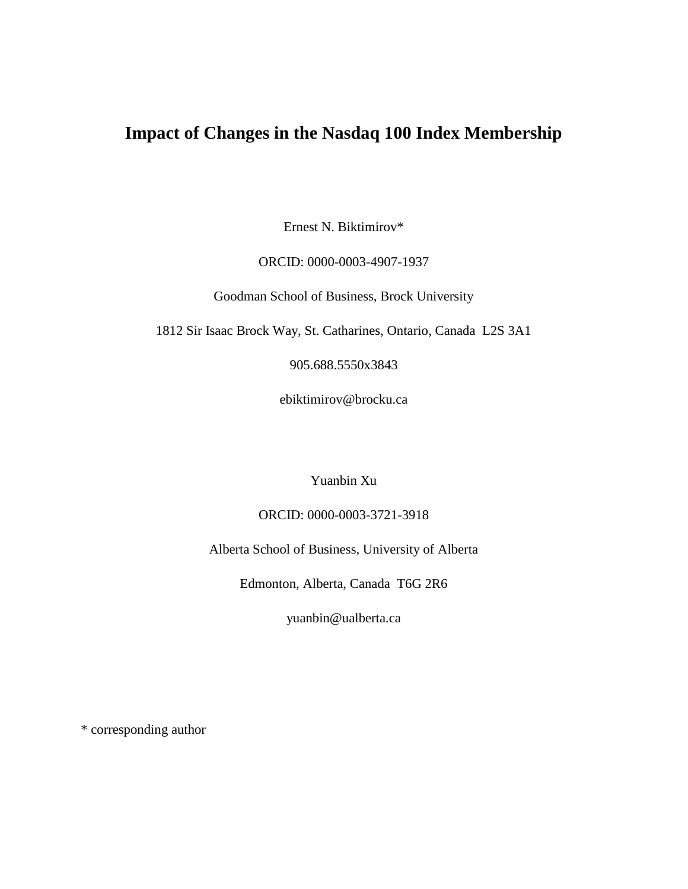# Impact of Changes in the Nasdaq 100 Index Membership

Ernest N. Biktimirov*

ORCID: 0000-0003-4907-1937

Goodman School of Business, Brock University

1812 Sir Isaac Brock Way, St. Catharines, Ontario, Canada L2S 3A1

905.688.5550x3843

ebiktimirov@brocku.ca

Yuanbin Xu

ORCID: 0000-0003-3721-3918

Alberta School of Business, University of Alberta

Edmonton, Alberta, Canada T6G 2R6

yuanbin@ualberta.ca

* corresponding author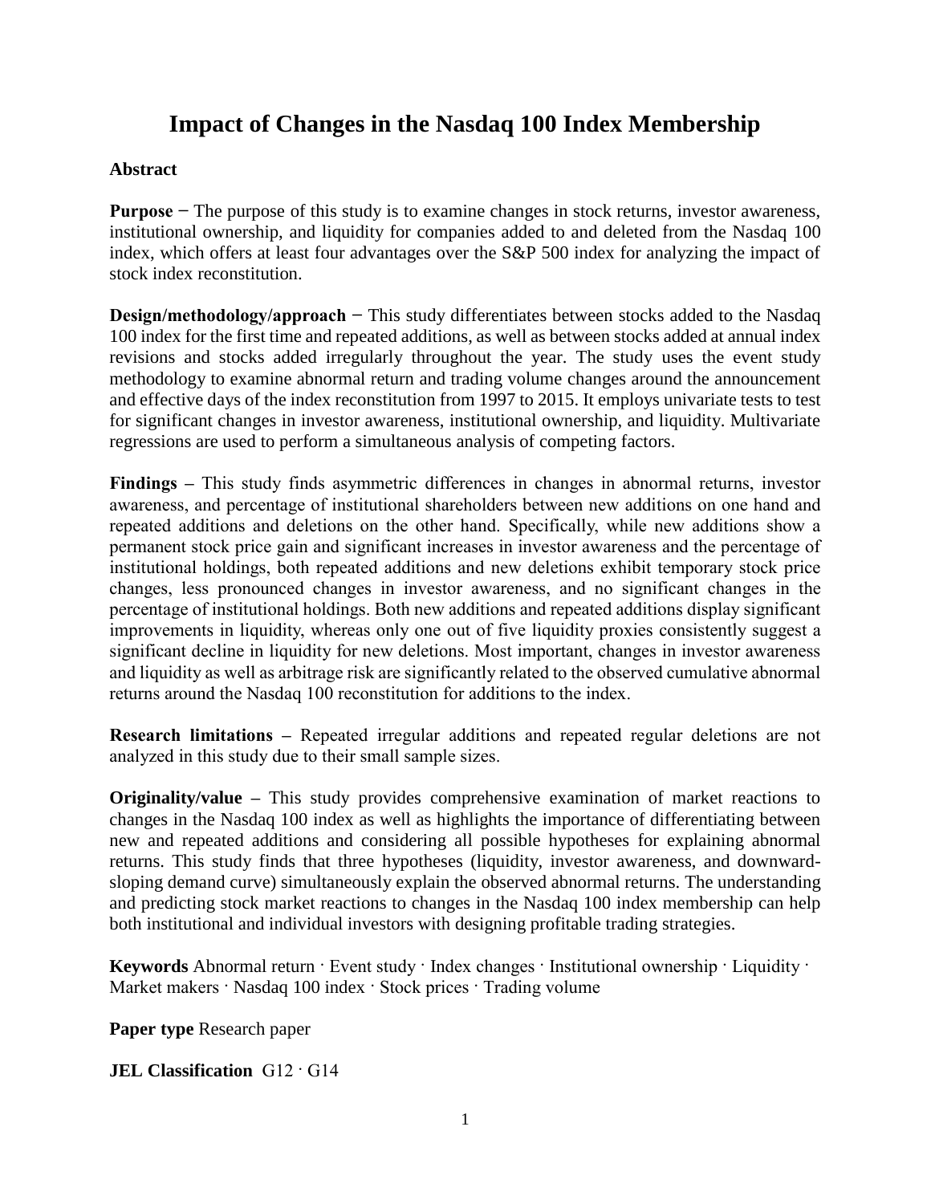# Impact of Changes in the Nasdaq 100 Index Membership

**Abstract**

**Purpose** − The purpose of this study is to examine changes in stock returns, investor awareness, institutional ownership, and liquidity for companies added to and deleted from the Nasdaq 100 index, which offers at least four advantages over the S&P 500 index for analyzing the impact of stock index reconstitution.

**Design/methodology/approach** − This study differentiates between stocks added to the Nasdaq 100 index for the first time and repeated additions, as well as between stocks added at annual index revisions and stocks added irregularly throughout the year. The study uses the event study methodology to examine abnormal return and trading volume changes around the announcement and effective days of the index reconstitution from 1997 to 2015. It employs univariate tests to test for significant changes in investor awareness, institutional ownership, and liquidity. Multivariate regressions are used to perform a simultaneous analysis of competing factors.

**Findings** – This study finds asymmetric differences in changes in abnormal returns, investor awareness, and percentage of institutional shareholders between new additions on one hand and repeated additions and deletions on the other hand. Specifically, while new additions show a permanent stock price gain and significant increases in investor awareness and the percentage of institutional holdings, both repeated additions and new deletions exhibit temporary stock price changes, less pronounced changes in investor awareness, and no significant changes in the percentage of institutional holdings. Both new additions and repeated additions display significant improvements in liquidity, whereas only one out of five liquidity proxies consistently suggest a significant decline in liquidity for new deletions. Most important, changes in investor awareness and liquidity as well as arbitrage risk are significantly related to the observed cumulative abnormal returns around the Nasdaq 100 reconstitution for additions to the index.

**Research limitations** – Repeated irregular additions and repeated regular deletions are not analyzed in this study due to their small sample sizes.

**Originality/value** – This study provides comprehensive examination of market reactions to changes in the Nasdaq 100 index as well as highlights the importance of differentiating between new and repeated additions and considering all possible hypotheses for explaining abnormal returns. This study finds that three hypotheses (liquidity, investor awareness, and downward-sloping demand curve) simultaneously explain the observed abnormal returns. The understanding and predicting stock market reactions to changes in the Nasdaq 100 index membership can help both institutional and individual investors with designing profitable trading strategies.

**Keywords** Abnormal return · Event study · Index changes · Institutional ownership · Liquidity · Market makers · Nasdaq 100 index · Stock prices · Trading volume

**Paper type** Research paper

**JEL Classification** G12 · G14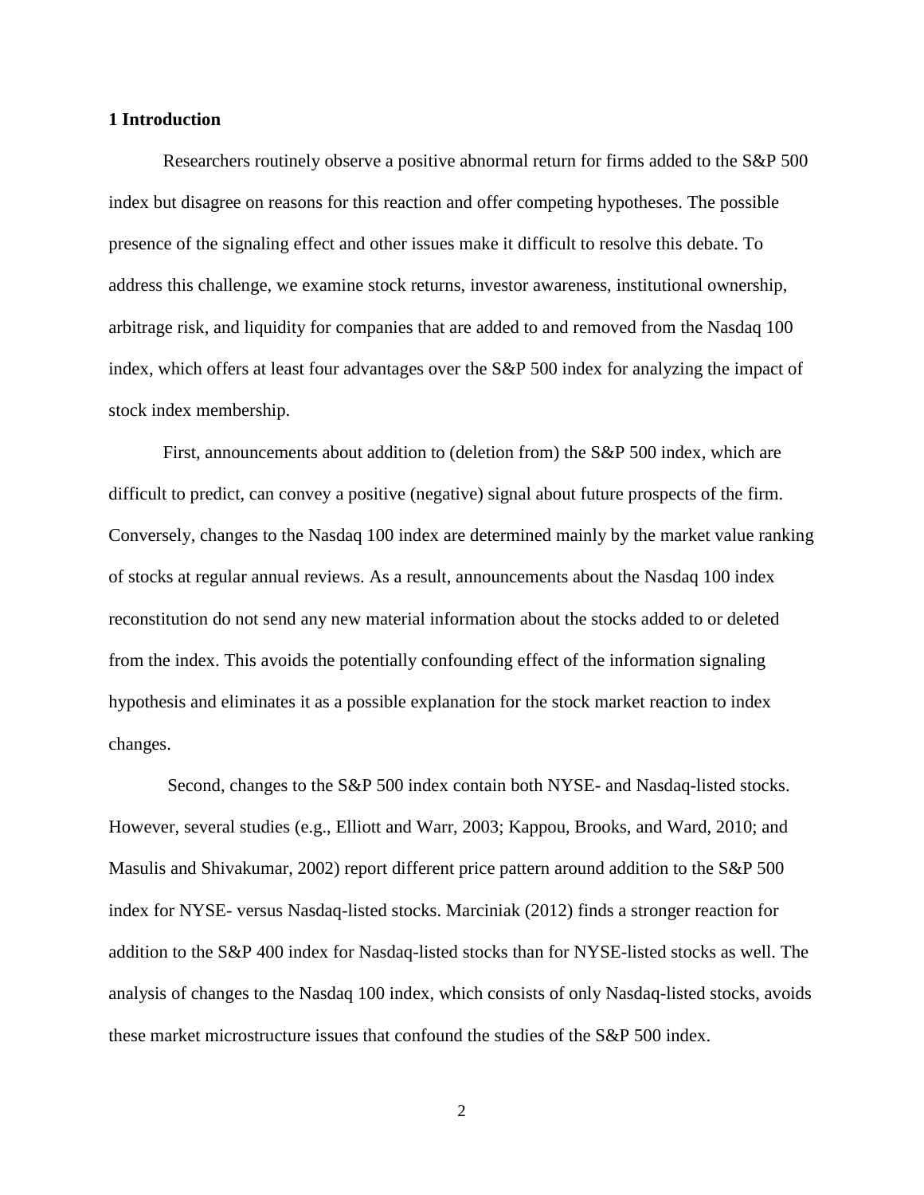## 1 Introduction

Researchers routinely observe a positive abnormal return for firms added to the S&P 500 index but disagree on reasons for this reaction and offer competing hypotheses. The possible presence of the signaling effect and other issues make it difficult to resolve this debate. To address this challenge, we examine stock returns, investor awareness, institutional ownership, arbitrage risk, and liquidity for companies that are added to and removed from the Nasdaq 100 index, which offers at least four advantages over the S&P 500 index for analyzing the impact of stock index membership.

First, announcements about addition to (deletion from) the S&P 500 index, which are difficult to predict, can convey a positive (negative) signal about future prospects of the firm. Conversely, changes to the Nasdaq 100 index are determined mainly by the market value ranking of stocks at regular annual reviews. As a result, announcements about the Nasdaq 100 index reconstitution do not send any new material information about the stocks added to or deleted from the index. This avoids the potentially confounding effect of the information signaling hypothesis and eliminates it as a possible explanation for the stock market reaction to index changes.

Second, changes to the S&P 500 index contain both NYSE- and Nasdaq-listed stocks. However, several studies (e.g., Elliott and Warr, 2003; Kappou, Brooks, and Ward, 2010; and Masulis and Shivakumar, 2002) report different price pattern around addition to the S&P 500 index for NYSE- versus Nasdaq-listed stocks. Marciniak (2012) finds a stronger reaction for addition to the S&P 400 index for Nasdaq-listed stocks than for NYSE-listed stocks as well. The analysis of changes to the Nasdaq 100 index, which consists of only Nasdaq-listed stocks, avoids these market microstructure issues that confound the studies of the S&P 500 index.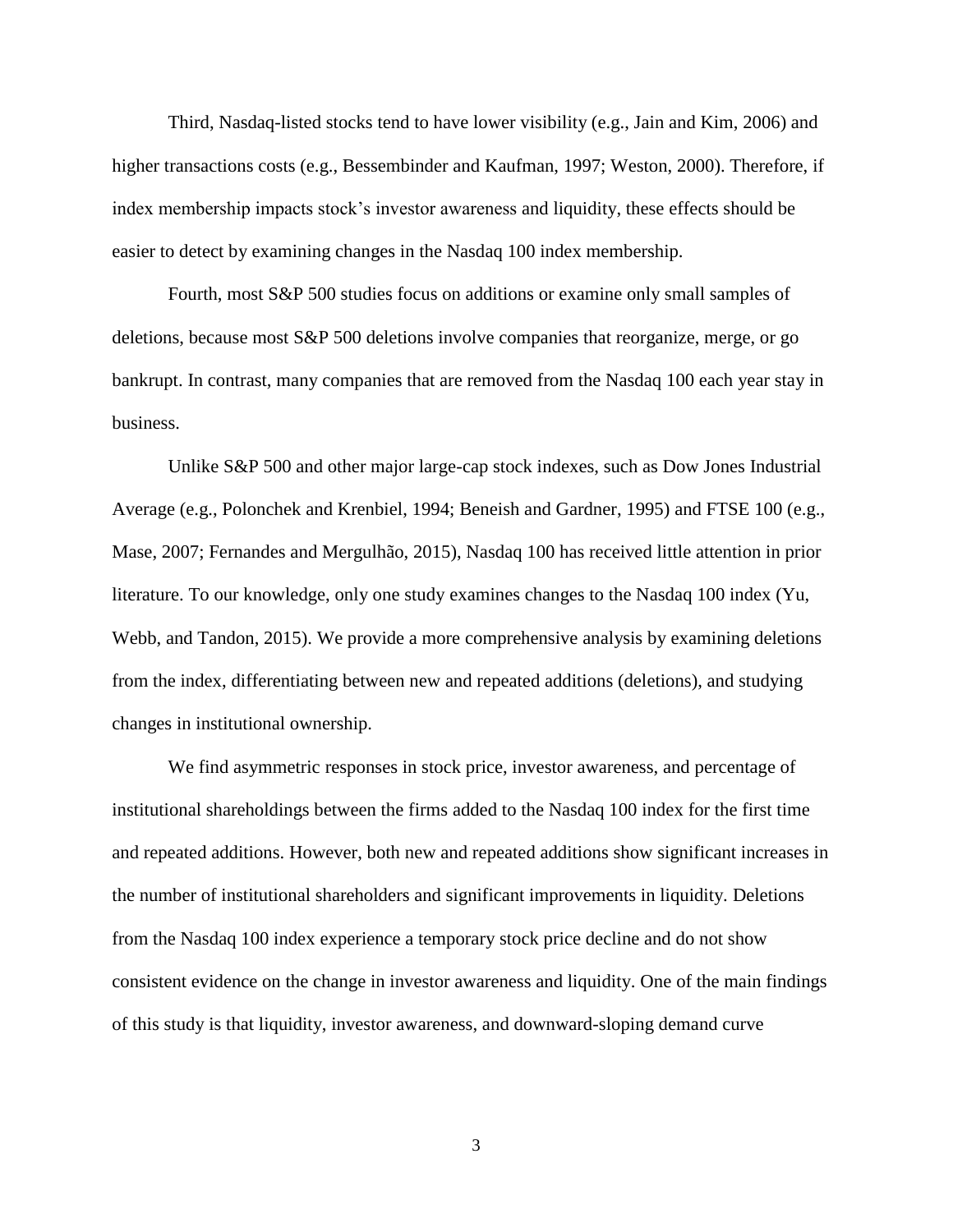Third, Nasdaq-listed stocks tend to have lower visibility (e.g., Jain and Kim, 2006) and higher transactions costs (e.g., Bessembinder and Kaufman, 1997; Weston, 2000). Therefore, if index membership impacts stock's investor awareness and liquidity, these effects should be easier to detect by examining changes in the Nasdaq 100 index membership.

Fourth, most S&P 500 studies focus on additions or examine only small samples of deletions, because most S&P 500 deletions involve companies that reorganize, merge, or go bankrupt. In contrast, many companies that are removed from the Nasdaq 100 each year stay in business.

Unlike S&P 500 and other major large-cap stock indexes, such as Dow Jones Industrial Average (e.g., Polonchek and Krenbiel, 1994; Beneish and Gardner, 1995) and FTSE 100 (e.g., Mase, 2007; Fernandes and Mergulhão, 2015), Nasdaq 100 has received little attention in prior literature. To our knowledge, only one study examines changes to the Nasdaq 100 index (Yu, Webb, and Tandon, 2015). We provide a more comprehensive analysis by examining deletions from the index, differentiating between new and repeated additions (deletions), and studying changes in institutional ownership.

We find asymmetric responses in stock price, investor awareness, and percentage of institutional shareholdings between the firms added to the Nasdaq 100 index for the first time and repeated additions. However, both new and repeated additions show significant increases in the number of institutional shareholders and significant improvements in liquidity. Deletions from the Nasdaq 100 index experience a temporary stock price decline and do not show consistent evidence on the change in investor awareness and liquidity. One of the main findings of this study is that liquidity, investor awareness, and downward-sloping demand curve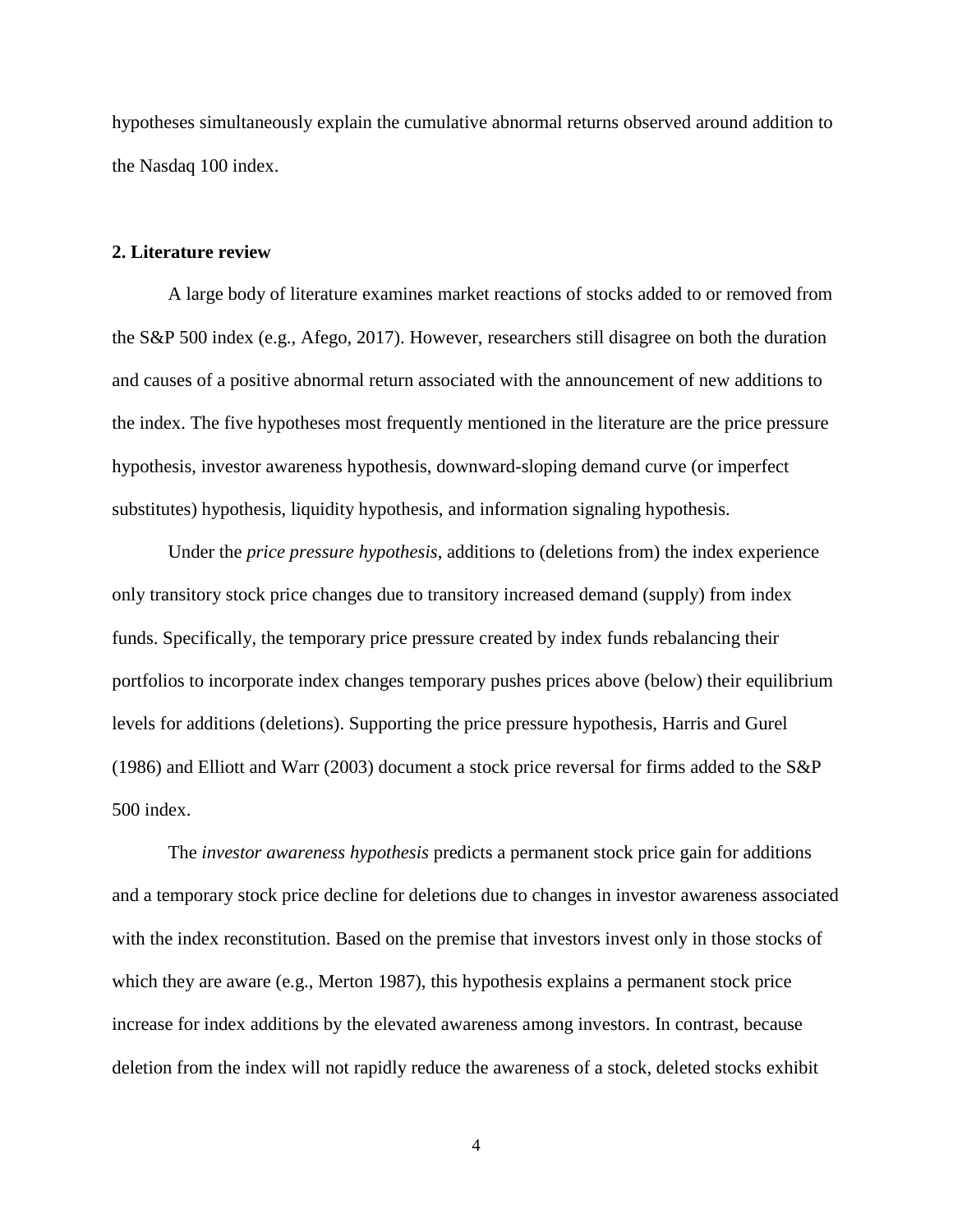hypotheses simultaneously explain the cumulative abnormal returns observed around addition to the Nasdaq 100 index.

## 2. Literature review

A large body of literature examines market reactions of stocks added to or removed from the S&P 500 index (e.g., Afego, 2017). However, researchers still disagree on both the duration and causes of a positive abnormal return associated with the announcement of new additions to the index. The five hypotheses most frequently mentioned in the literature are the price pressure hypothesis, investor awareness hypothesis, downward-sloping demand curve (or imperfect substitutes) hypothesis, liquidity hypothesis, and information signaling hypothesis.

Under the *price pressure hypothesis*, additions to (deletions from) the index experience only transitory stock price changes due to transitory increased demand (supply) from index funds. Specifically, the temporary price pressure created by index funds rebalancing their portfolios to incorporate index changes temporary pushes prices above (below) their equilibrium levels for additions (deletions). Supporting the price pressure hypothesis, Harris and Gurel (1986) and Elliott and Warr (2003) document a stock price reversal for firms added to the S&P 500 index.

The *investor awareness hypothesis* predicts a permanent stock price gain for additions and a temporary stock price decline for deletions due to changes in investor awareness associated with the index reconstitution. Based on the premise that investors invest only in those stocks of which they are aware (e.g., Merton 1987), this hypothesis explains a permanent stock price increase for index additions by the elevated awareness among investors. In contrast, because deletion from the index will not rapidly reduce the awareness of a stock, deleted stocks exhibit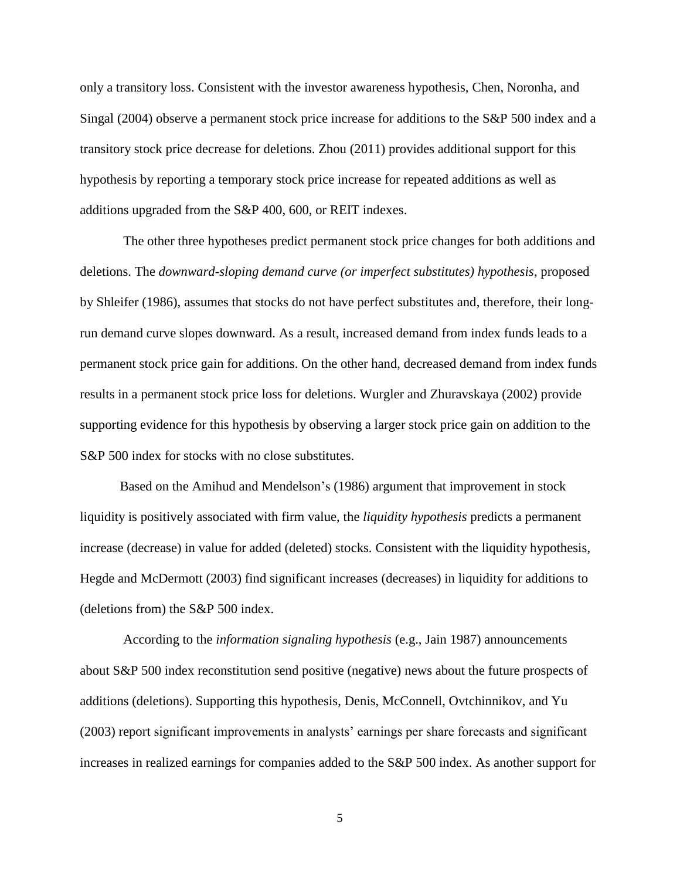only a transitory loss. Consistent with the investor awareness hypothesis, Chen, Noronha, and Singal (2004) observe a permanent stock price increase for additions to the S&P 500 index and a transitory stock price decrease for deletions. Zhou (2011) provides additional support for this hypothesis by reporting a temporary stock price increase for repeated additions as well as additions upgraded from the S&P 400, 600, or REIT indexes.

The other three hypotheses predict permanent stock price changes for both additions and deletions. The *downward-sloping demand curve (or imperfect substitutes) hypothesis*, proposed by Shleifer (1986), assumes that stocks do not have perfect substitutes and, therefore, their long-run demand curve slopes downward. As a result, increased demand from index funds leads to a permanent stock price gain for additions. On the other hand, decreased demand from index funds results in a permanent stock price loss for deletions. Wurgler and Zhuravskaya (2002) provide supporting evidence for this hypothesis by observing a larger stock price gain on addition to the S&P 500 index for stocks with no close substitutes.

Based on the Amihud and Mendelson's (1986) argument that improvement in stock liquidity is positively associated with firm value, the *liquidity hypothesis* predicts a permanent increase (decrease) in value for added (deleted) stocks. Consistent with the liquidity hypothesis, Hegde and McDermott (2003) find significant increases (decreases) in liquidity for additions to (deletions from) the S&P 500 index.

According to the *information signaling hypothesis* (e.g., Jain 1987) announcements about S&P 500 index reconstitution send positive (negative) news about the future prospects of additions (deletions). Supporting this hypothesis, Denis, McConnell, Ovtchinnikov, and Yu (2003) report significant improvements in analysts' earnings per share forecasts and significant increases in realized earnings for companies added to the S&P 500 index. As another support for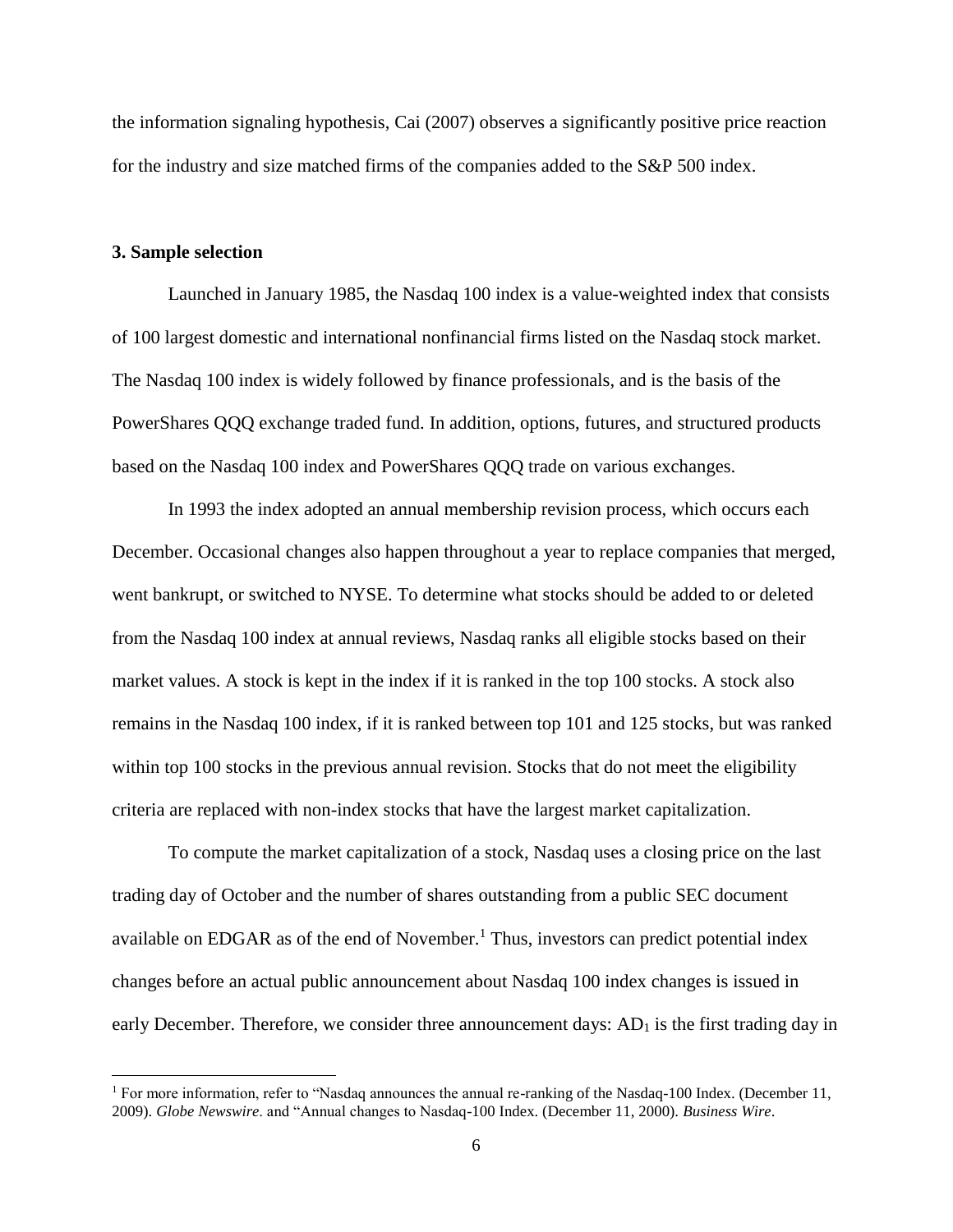the information signaling hypothesis, Cai (2007) observes a significantly positive price reaction for the industry and size matched firms of the companies added to the S&P 500 index.

### 3. Sample selection

Launched in January 1985, the Nasdaq 100 index is a value-weighted index that consists of 100 largest domestic and international nonfinancial firms listed on the Nasdaq stock market. The Nasdaq 100 index is widely followed by finance professionals, and is the basis of the PowerShares QQQ exchange traded fund. In addition, options, futures, and structured products based on the Nasdaq 100 index and PowerShares QQQ trade on various exchanges.

In 1993 the index adopted an annual membership revision process, which occurs each December. Occasional changes also happen throughout a year to replace companies that merged, went bankrupt, or switched to NYSE. To determine what stocks should be added to or deleted from the Nasdaq 100 index at annual reviews, Nasdaq ranks all eligible stocks based on their market values. A stock is kept in the index if it is ranked in the top 100 stocks. A stock also remains in the Nasdaq 100 index, if it is ranked between top 101 and 125 stocks, but was ranked within top 100 stocks in the previous annual revision. Stocks that do not meet the eligibility criteria are replaced with non-index stocks that have the largest market capitalization.

To compute the market capitalization of a stock, Nasdaq uses a closing price on the last trading day of October and the number of shares outstanding from a public SEC document available on EDGAR as of the end of November.[1] Thus, investors can predict potential index changes before an actual public announcement about Nasdaq 100 index changes is issued in early December. Therefore, we consider three announcement days: $AD_1$ is the first trading day in

---

[1] For more information, refer to "Nasdaq announces the annual re-ranking of the Nasdaq-100 Index. (December 11, 2009). *Globe Newswire*. and "Annual changes to Nasdaq-100 Index. (December 11, 2000). *Business Wire*.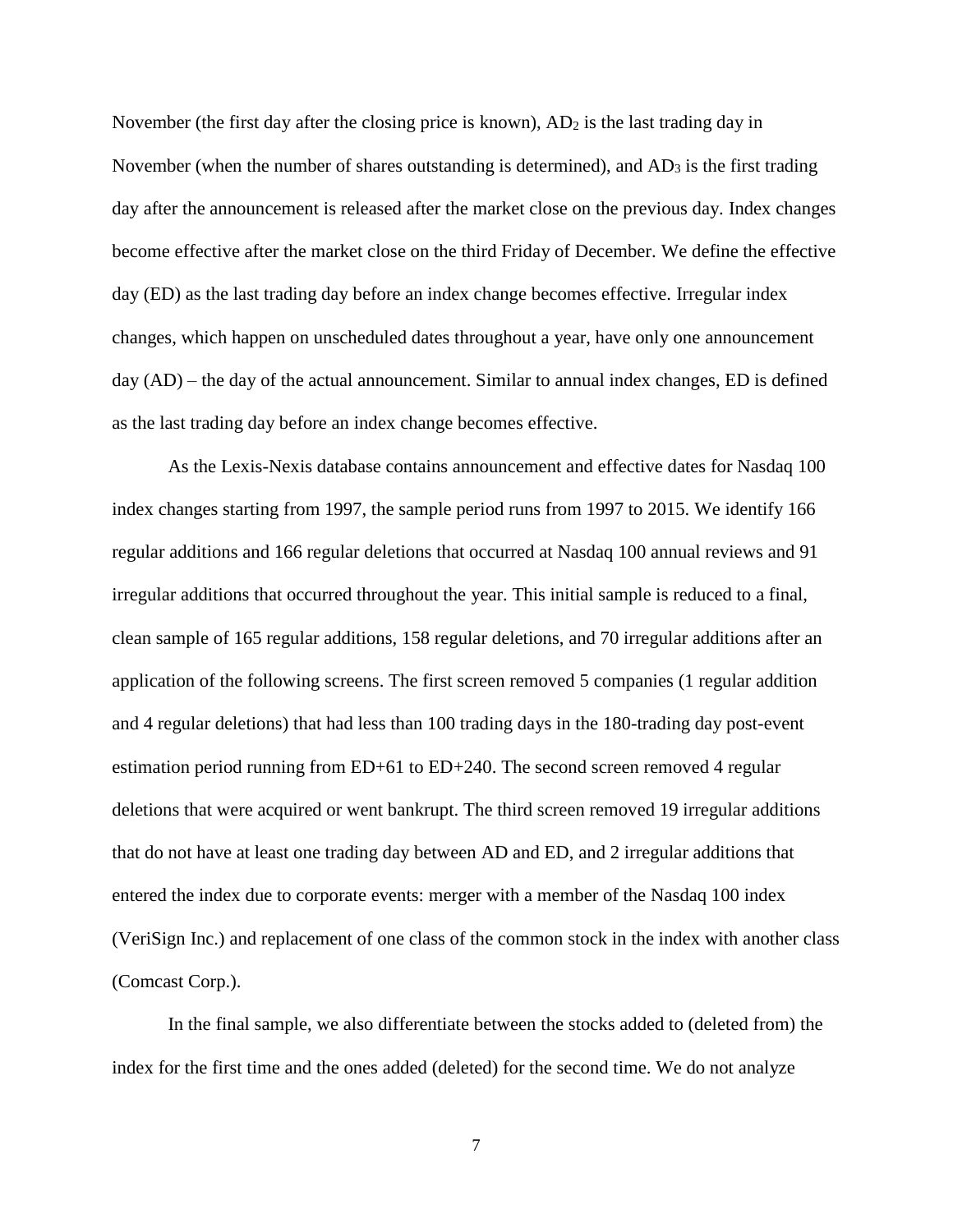November (the first day after the closing price is known), $AD_2$ is the last trading day in November (when the number of shares outstanding is determined), and $AD_3$ is the first trading day after the announcement is released after the market close on the previous day. Index changes become effective after the market close on the third Friday of December. We define the effective day (ED) as the last trading day before an index change becomes effective. Irregular index changes, which happen on unscheduled dates throughout a year, have only one announcement day (AD) – the day of the actual announcement. Similar to annual index changes, ED is defined as the last trading day before an index change becomes effective.

As the Lexis-Nexis database contains announcement and effective dates for Nasdaq 100 index changes starting from 1997, the sample period runs from 1997 to 2015. We identify 166 regular additions and 166 regular deletions that occurred at Nasdaq 100 annual reviews and 91 irregular additions that occurred throughout the year. This initial sample is reduced to a final, clean sample of 165 regular additions, 158 regular deletions, and 70 irregular additions after an application of the following screens. The first screen removed 5 companies (1 regular addition and 4 regular deletions) that had less than 100 trading days in the 180-trading day post-event estimation period running from ED+61 to ED+240. The second screen removed 4 regular deletions that were acquired or went bankrupt. The third screen removed 19 irregular additions that do not have at least one trading day between AD and ED, and 2 irregular additions that entered the index due to corporate events: merger with a member of the Nasdaq 100 index (VeriSign Inc.) and replacement of one class of the common stock in the index with another class (Comcast Corp.).

In the final sample, we also differentiate between the stocks added to (deleted from) the index for the first time and the ones added (deleted) for the second time. We do not analyze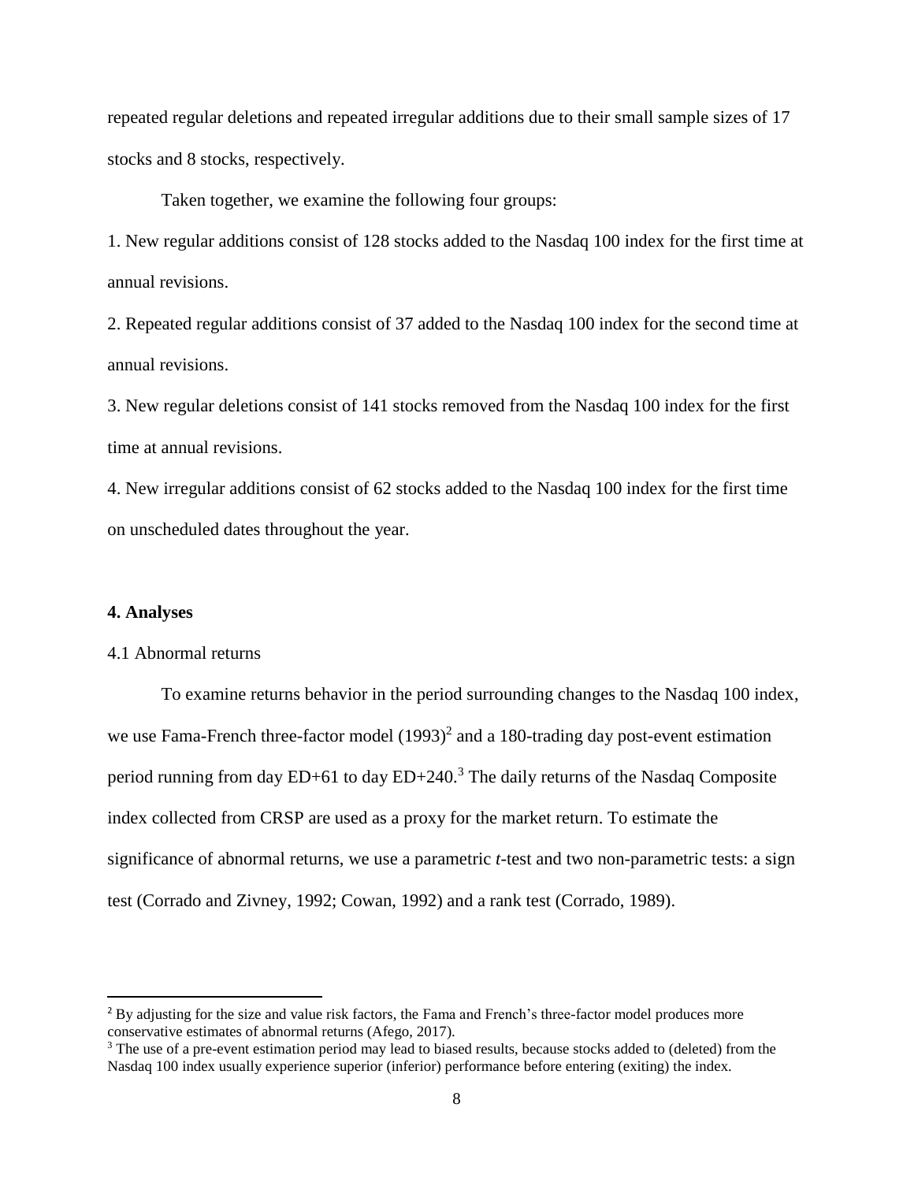repeated regular deletions and repeated irregular additions due to their small sample sizes of 17 stocks and 8 stocks, respectively.

Taken together, we examine the following four groups:

1. New regular additions consist of 128 stocks added to the Nasdaq 100 index for the first time at annual revisions.

2. Repeated regular additions consist of 37 added to the Nasdaq 100 index for the second time at annual revisions.

3. New regular deletions consist of 141 stocks removed from the Nasdaq 100 index for the first time at annual revisions.

4. New irregular additions consist of 62 stocks added to the Nasdaq 100 index for the first time on unscheduled dates throughout the year.

## 4. Analyses

### 4.1 Abnormal returns

To examine returns behavior in the period surrounding changes to the Nasdaq 100 index, we use Fama-French three-factor model (1993)[2] and a 180-trading day post-event estimation period running from day ED+61 to day ED+240.[3] The daily returns of the Nasdaq Composite index collected from CRSP are used as a proxy for the market return. To estimate the significance of abnormal returns, we use a parametric *t*-test and two non-parametric tests: a sign test (Corrado and Zivney, 1992; Cowan, 1992) and a rank test (Corrado, 1989).

---

[2] By adjusting for the size and value risk factors, the Fama and French's three-factor model produces more conservative estimates of abnormal returns (Afego, 2017).

[3] The use of a pre-event estimation period may lead to biased results, because stocks added to (deleted) from the Nasdaq 100 index usually experience superior (inferior) performance before entering (exiting) the index.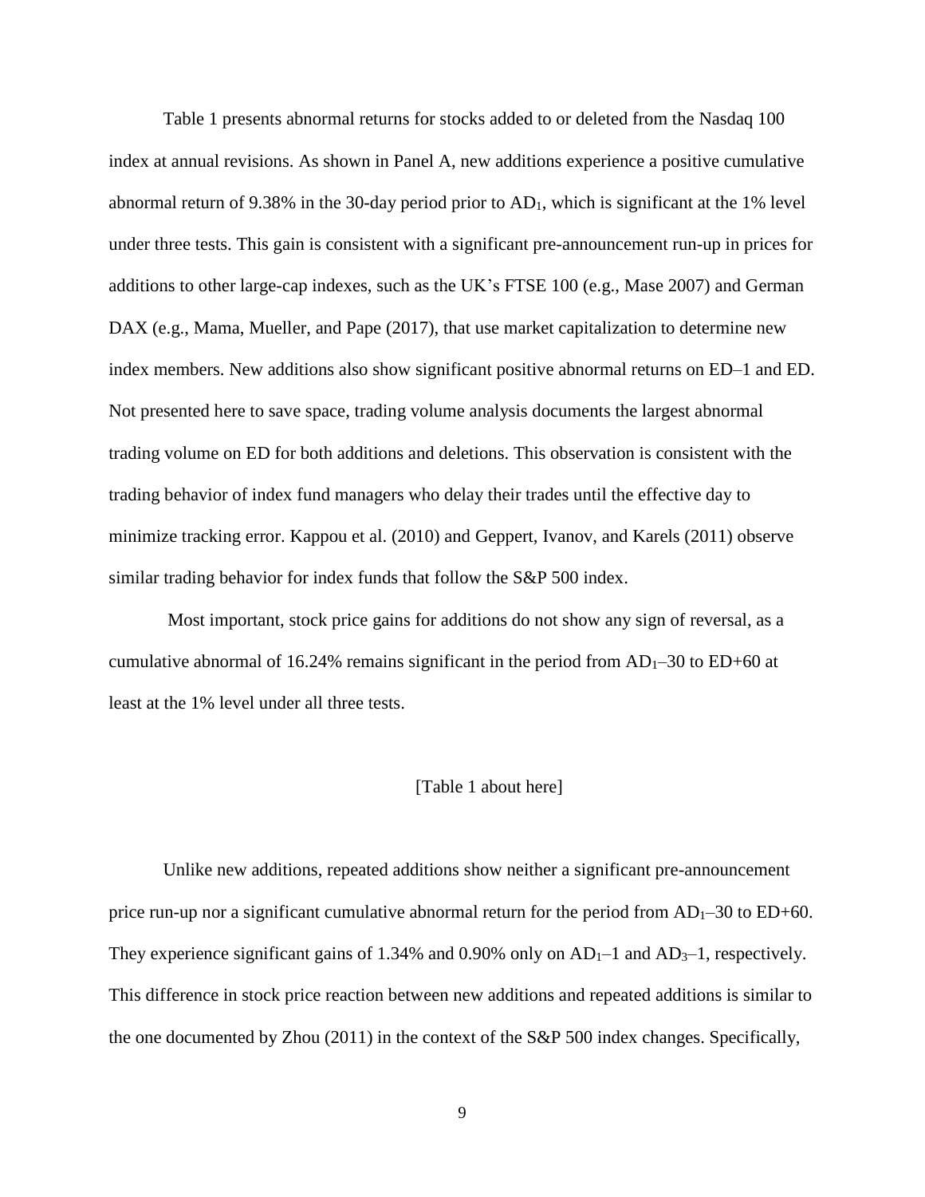Table 1 presents abnormal returns for stocks added to or deleted from the Nasdaq 100 index at annual revisions. As shown in Panel A, new additions experience a positive cumulative abnormal return of 9.38% in the 30-day period prior to $AD_1$, which is significant at the 1% level under three tests. This gain is consistent with a significant pre-announcement run-up in prices for additions to other large-cap indexes, such as the UK's FTSE 100 (e.g., Mase 2007) and German DAX (e.g., Mama, Mueller, and Pape (2017), that use market capitalization to determine new index members. New additions also show significant positive abnormal returns on ED–1 and ED. Not presented here to save space, trading volume analysis documents the largest abnormal trading volume on ED for both additions and deletions. This observation is consistent with the trading behavior of index fund managers who delay their trades until the effective day to minimize tracking error. Kappou et al. (2010) and Geppert, Ivanov, and Karels (2011) observe similar trading behavior for index funds that follow the S&P 500 index.

Most important, stock price gains for additions do not show any sign of reversal, as a cumulative abnormal of 16.24% remains significant in the period from $AD_1$–30 to ED+60 at least at the 1% level under all three tests.

[Table 1 about here]

Unlike new additions, repeated additions show neither a significant pre-announcement price run-up nor a significant cumulative abnormal return for the period from $AD_1$–30 to ED+60. They experience significant gains of 1.34% and 0.90% only on $AD_1$–1 and $AD_3$–1, respectively. This difference in stock price reaction between new additions and repeated additions is similar to the one documented by Zhou (2011) in the context of the S&P 500 index changes. Specifically,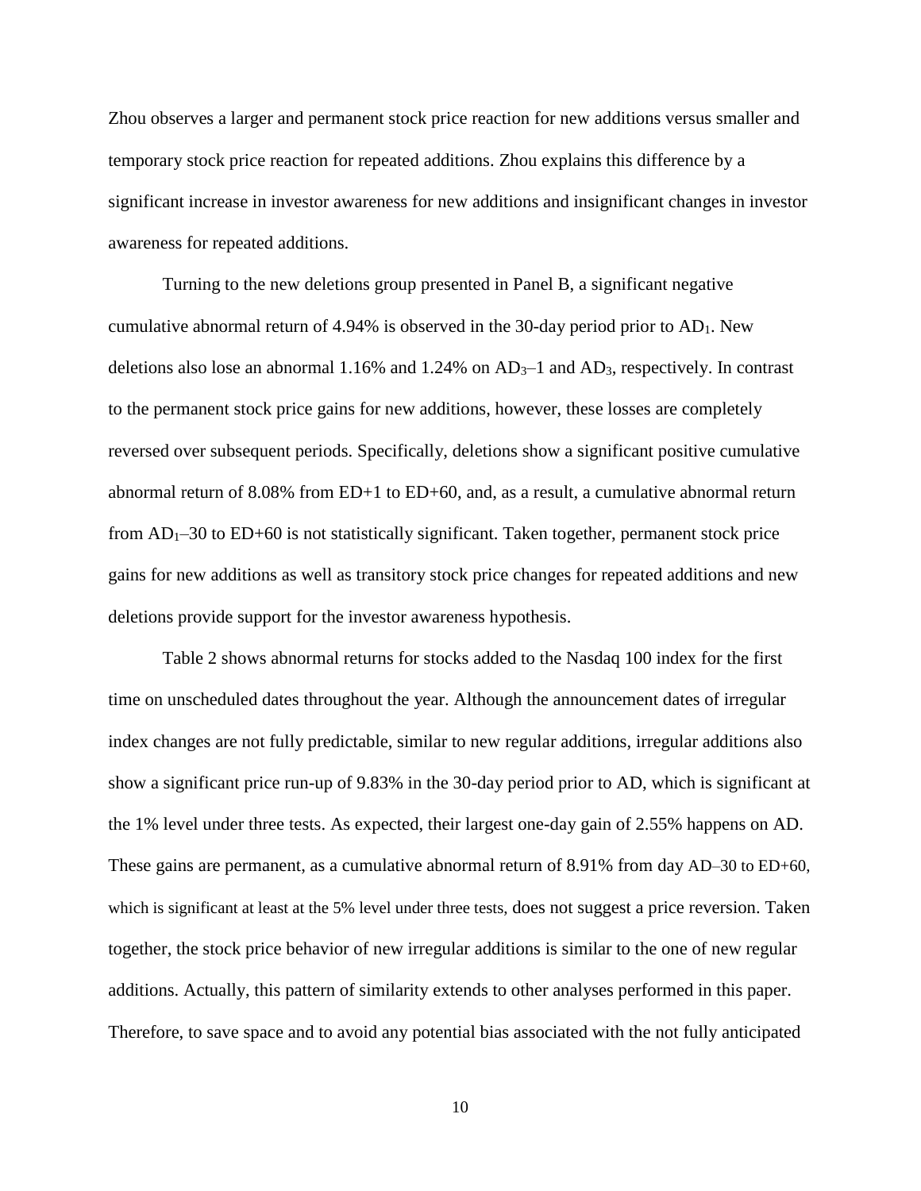Zhou observes a larger and permanent stock price reaction for new additions versus smaller and temporary stock price reaction for repeated additions. Zhou explains this difference by a significant increase in investor awareness for new additions and insignificant changes in investor awareness for repeated additions.

Turning to the new deletions group presented in Panel B, a significant negative cumulative abnormal return of 4.94% is observed in the 30-day period prior to $AD_1$. New deletions also lose an abnormal 1.16% and 1.24% on $AD_3$–1 and $AD_3$, respectively. In contrast to the permanent stock price gains for new additions, however, these losses are completely reversed over subsequent periods. Specifically, deletions show a significant positive cumulative abnormal return of 8.08% from ED+1 to ED+60, and, as a result, a cumulative abnormal return from $AD_1$–30 to ED+60 is not statistically significant. Taken together, permanent stock price gains for new additions as well as transitory stock price changes for repeated additions and new deletions provide support for the investor awareness hypothesis.

Table 2 shows abnormal returns for stocks added to the Nasdaq 100 index for the first time on unscheduled dates throughout the year. Although the announcement dates of irregular index changes are not fully predictable, similar to new regular additions, irregular additions also show a significant price run-up of 9.83% in the 30-day period prior to AD, which is significant at the 1% level under three tests. As expected, their largest one-day gain of 2.55% happens on AD. These gains are permanent, as a cumulative abnormal return of 8.91% from day AD–30 to ED+60, which is significant at least at the 5% level under three tests, does not suggest a price reversion. Taken together, the stock price behavior of new irregular additions is similar to the one of new regular additions. Actually, this pattern of similarity extends to other analyses performed in this paper. Therefore, to save space and to avoid any potential bias associated with the not fully anticipated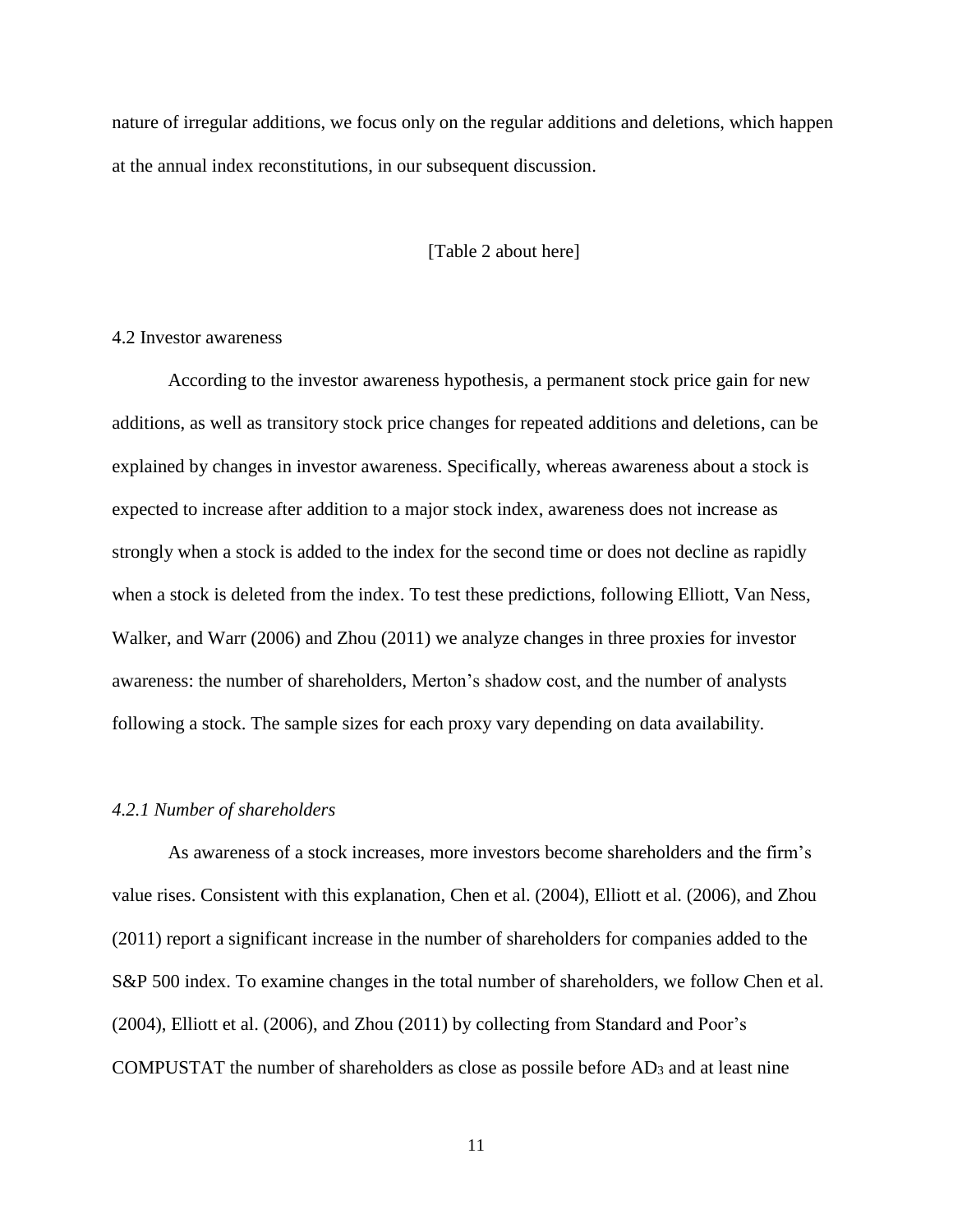nature of irregular additions, we focus only on the regular additions and deletions, which happen at the annual index reconstitutions, in our subsequent discussion.

[Table 2 about here]

## 4.2 Investor awareness

According to the investor awareness hypothesis, a permanent stock price gain for new additions, as well as transitory stock price changes for repeated additions and deletions, can be explained by changes in investor awareness. Specifically, whereas awareness about a stock is expected to increase after addition to a major stock index, awareness does not increase as strongly when a stock is added to the index for the second time or does not decline as rapidly when a stock is deleted from the index. To test these predictions, following Elliott, Van Ness, Walker, and Warr (2006) and Zhou (2011) we analyze changes in three proxies for investor awareness: the number of shareholders, Merton's shadow cost, and the number of analysts following a stock. The sample sizes for each proxy vary depending on data availability.

### *4.2.1 Number of shareholders*

As awareness of a stock increases, more investors become shareholders and the firm's value rises. Consistent with this explanation, Chen et al. (2004), Elliott et al. (2006), and Zhou (2011) report a significant increase in the number of shareholders for companies added to the S&P 500 index. To examine changes in the total number of shareholders, we follow Chen et al. (2004), Elliott et al. (2006), and Zhou (2011) by collecting from Standard and Poor's COMPUSTAT the number of shareholders as close as possile before $AD_3$ and at least nine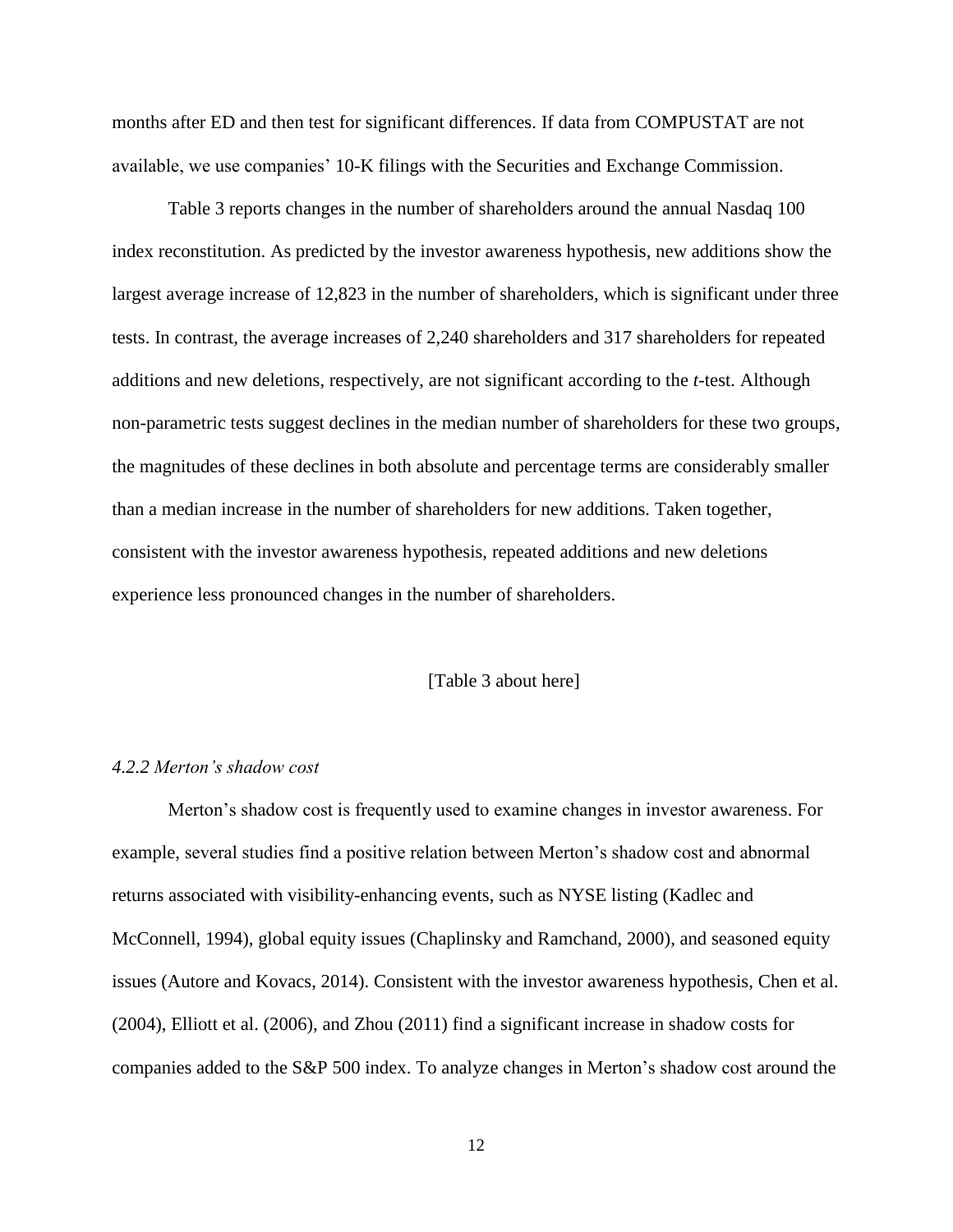months after ED and then test for significant differences. If data from COMPUSTAT are not available, we use companies' 10-K filings with the Securities and Exchange Commission.

Table 3 reports changes in the number of shareholders around the annual Nasdaq 100 index reconstitution. As predicted by the investor awareness hypothesis, new additions show the largest average increase of 12,823 in the number of shareholders, which is significant under three tests. In contrast, the average increases of 2,240 shareholders and 317 shareholders for repeated additions and new deletions, respectively, are not significant according to the *t*-test. Although non-parametric tests suggest declines in the median number of shareholders for these two groups, the magnitudes of these declines in both absolute and percentage terms are considerably smaller than a median increase in the number of shareholders for new additions. Taken together, consistent with the investor awareness hypothesis, repeated additions and new deletions experience less pronounced changes in the number of shareholders.

[Table 3 about here]

### *4.2.2 Merton's shadow cost*

Merton's shadow cost is frequently used to examine changes in investor awareness. For example, several studies find a positive relation between Merton's shadow cost and abnormal returns associated with visibility-enhancing events, such as NYSE listing (Kadlec and McConnell, 1994), global equity issues (Chaplinsky and Ramchand, 2000), and seasoned equity issues (Autore and Kovacs, 2014). Consistent with the investor awareness hypothesis, Chen et al. (2004), Elliott et al. (2006), and Zhou (2011) find a significant increase in shadow costs for companies added to the S&P 500 index. To analyze changes in Merton's shadow cost around the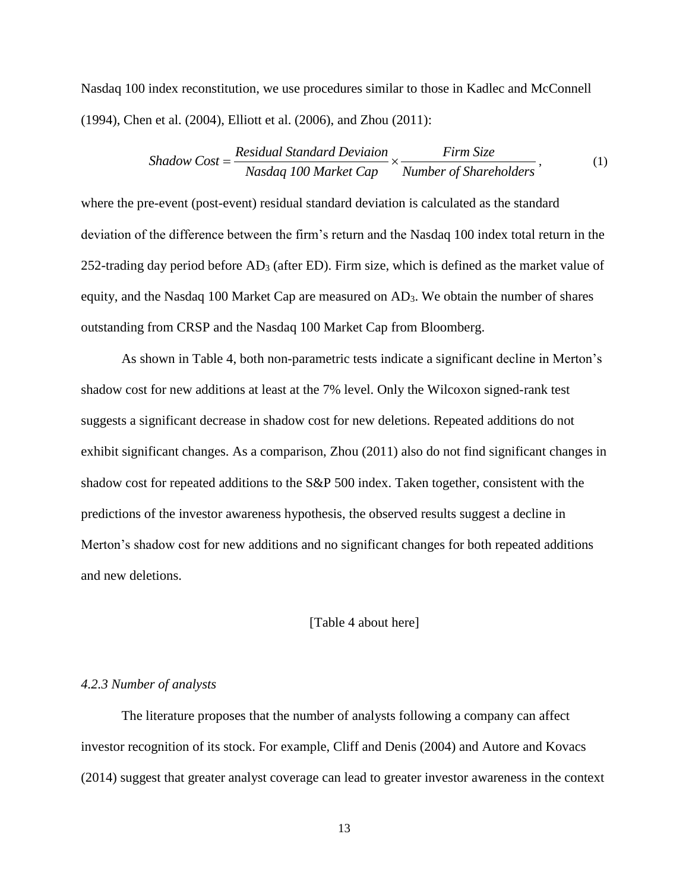Nasdaq 100 index reconstitution, we use procedures similar to those in Kadlec and McConnell (1994), Chen et al. (2004), Elliott et al. (2006), and Zhou (2011):

$$Shadow\ Cost = \frac{Residual\ Standard\ Deviaion}{Nasdaq\ 100\ Market\ Cap} \times \frac{Firm\ Size}{Number\ of\ Shareholders}, \quad (1)$$

where the pre-event (post-event) residual standard deviation is calculated as the standard deviation of the difference between the firm's return and the Nasdaq 100 index total return in the 252-trading day period before $AD_3$ (after ED). Firm size, which is defined as the market value of equity, and the Nasdaq 100 Market Cap are measured on $AD_3$. We obtain the number of shares outstanding from CRSP and the Nasdaq 100 Market Cap from Bloomberg.

As shown in Table 4, both non-parametric tests indicate a significant decline in Merton's shadow cost for new additions at least at the 7% level. Only the Wilcoxon signed-rank test suggests a significant decrease in shadow cost for new deletions. Repeated additions do not exhibit significant changes. As a comparison, Zhou (2011) also do not find significant changes in shadow cost for repeated additions to the S&P 500 index. Taken together, consistent with the predictions of the investor awareness hypothesis, the observed results suggest a decline in Merton's shadow cost for new additions and no significant changes for both repeated additions and new deletions.

[Table 4 about here]

### *4.2.3 Number of analysts*

The literature proposes that the number of analysts following a company can affect investor recognition of its stock. For example, Cliff and Denis (2004) and Autore and Kovacs (2014) suggest that greater analyst coverage can lead to greater investor awareness in the context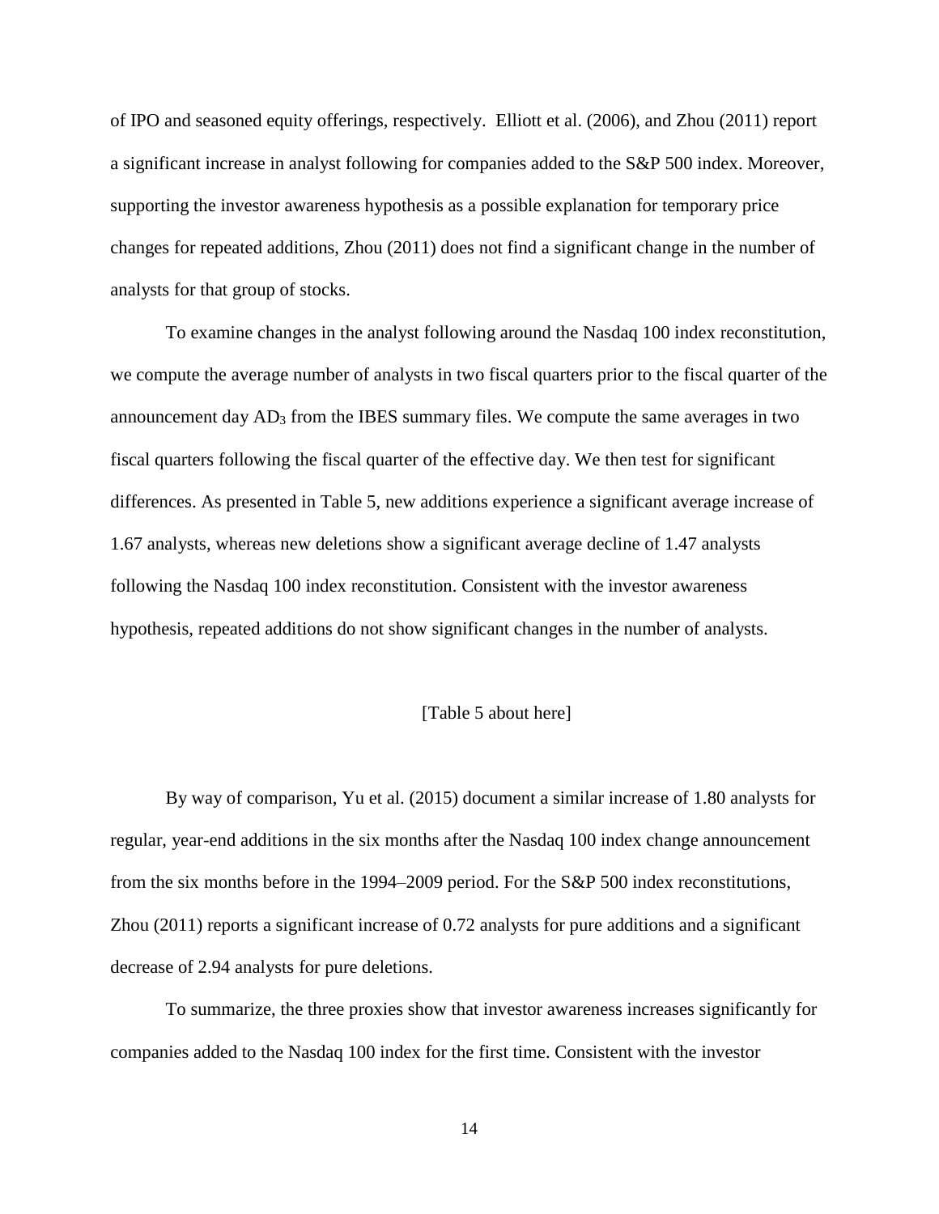of IPO and seasoned equity offerings, respectively. Elliott et al. (2006), and Zhou (2011) report a significant increase in analyst following for companies added to the S&P 500 index. Moreover, supporting the investor awareness hypothesis as a possible explanation for temporary price changes for repeated additions, Zhou (2011) does not find a significant change in the number of analysts for that group of stocks.

To examine changes in the analyst following around the Nasdaq 100 index reconstitution, we compute the average number of analysts in two fiscal quarters prior to the fiscal quarter of the announcement day $AD_3$ from the IBES summary files. We compute the same averages in two fiscal quarters following the fiscal quarter of the effective day. We then test for significant differences. As presented in Table 5, new additions experience a significant average increase of 1.67 analysts, whereas new deletions show a significant average decline of 1.47 analysts following the Nasdaq 100 index reconstitution. Consistent with the investor awareness hypothesis, repeated additions do not show significant changes in the number of analysts.

[Table 5 about here]

By way of comparison, Yu et al. (2015) document a similar increase of 1.80 analysts for regular, year-end additions in the six months after the Nasdaq 100 index change announcement from the six months before in the 1994–2009 period. For the S&P 500 index reconstitutions, Zhou (2011) reports a significant increase of 0.72 analysts for pure additions and a significant decrease of 2.94 analysts for pure deletions.

To summarize, the three proxies show that investor awareness increases significantly for companies added to the Nasdaq 100 index for the first time. Consistent with the investor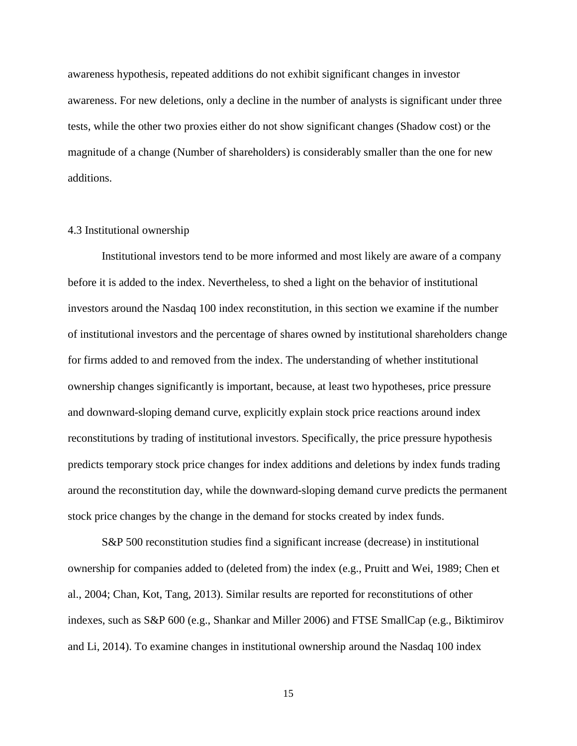awareness hypothesis, repeated additions do not exhibit significant changes in investor awareness. For new deletions, only a decline in the number of analysts is significant under three tests, while the other two proxies either do not show significant changes (Shadow cost) or the magnitude of a change (Number of shareholders) is considerably smaller than the one for new additions.

### 4.3 Institutional ownership

Institutional investors tend to be more informed and most likely are aware of a company before it is added to the index. Nevertheless, to shed a light on the behavior of institutional investors around the Nasdaq 100 index reconstitution, in this section we examine if the number of institutional investors and the percentage of shares owned by institutional shareholders change for firms added to and removed from the index. The understanding of whether institutional ownership changes significantly is important, because, at least two hypotheses, price pressure and downward-sloping demand curve, explicitly explain stock price reactions around index reconstitutions by trading of institutional investors. Specifically, the price pressure hypothesis predicts temporary stock price changes for index additions and deletions by index funds trading around the reconstitution day, while the downward-sloping demand curve predicts the permanent stock price changes by the change in the demand for stocks created by index funds.

S&P 500 reconstitution studies find a significant increase (decrease) in institutional ownership for companies added to (deleted from) the index (e.g., Pruitt and Wei, 1989; Chen et al., 2004; Chan, Kot, Tang, 2013). Similar results are reported for reconstitutions of other indexes, such as S&P 600 (e.g., Shankar and Miller 2006) and FTSE SmallCap (e.g., Biktimirov and Li, 2014). To examine changes in institutional ownership around the Nasdaq 100 index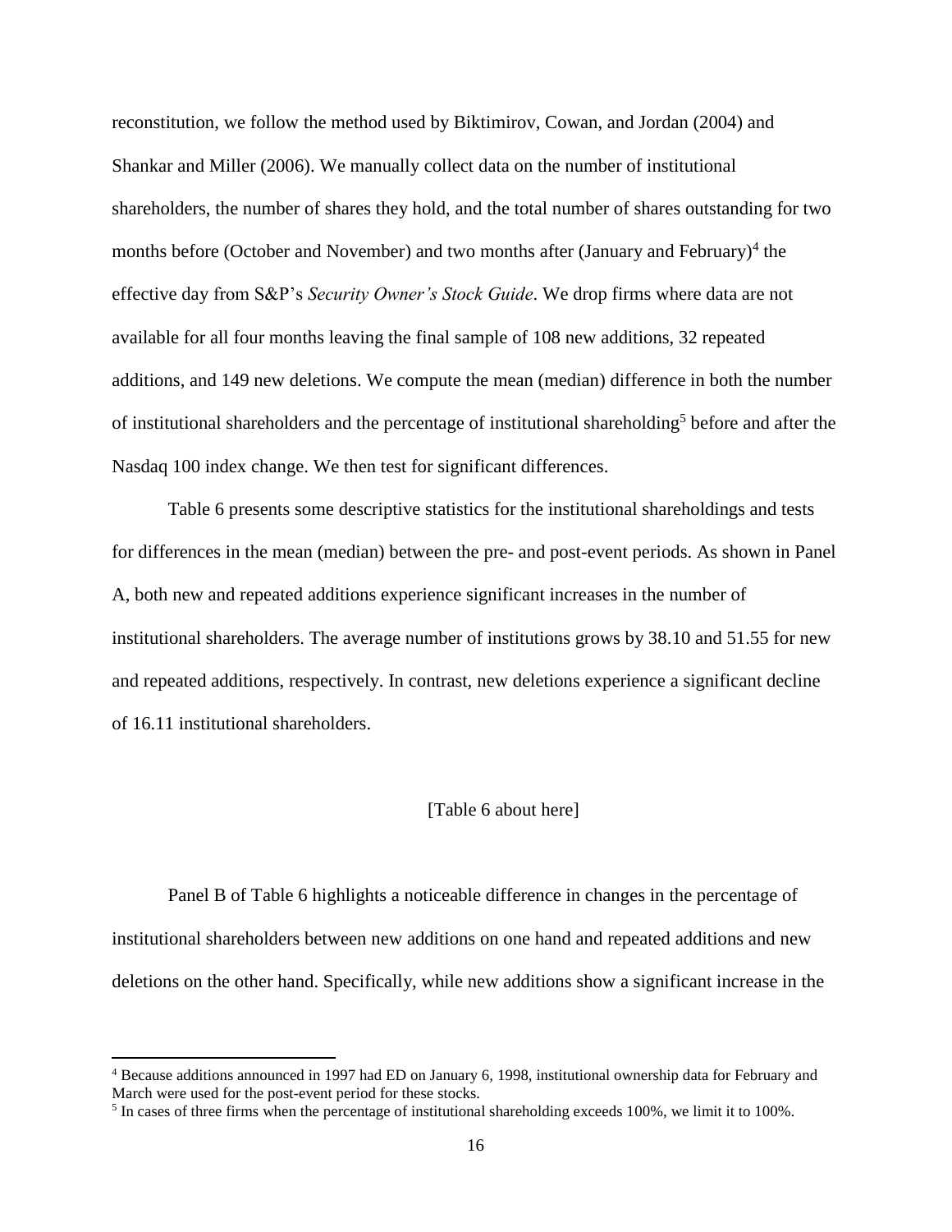reconstitution, we follow the method used by Biktimirov, Cowan, and Jordan (2004) and Shankar and Miller (2006). We manually collect data on the number of institutional shareholders, the number of shares they hold, and the total number of shares outstanding for two months before (October and November) and two months after (January and February)[4] the effective day from S&P's *Security Owner's Stock Guide*. We drop firms where data are not available for all four months leaving the final sample of 108 new additions, 32 repeated additions, and 149 new deletions. We compute the mean (median) difference in both the number of institutional shareholders and the percentage of institutional shareholding[5] before and after the Nasdaq 100 index change. We then test for significant differences.

Table 6 presents some descriptive statistics for the institutional shareholdings and tests for differences in the mean (median) between the pre- and post-event periods. As shown in Panel A, both new and repeated additions experience significant increases in the number of institutional shareholders. The average number of institutions grows by 38.10 and 51.55 for new and repeated additions, respectively. In contrast, new deletions experience a significant decline of 16.11 institutional shareholders.

[Table 6 about here]

Panel B of Table 6 highlights a noticeable difference in changes in the percentage of institutional shareholders between new additions on one hand and repeated additions and new deletions on the other hand. Specifically, while new additions show a significant increase in the

---

[4] Because additions announced in 1997 had ED on January 6, 1998, institutional ownership data for February and March were used for the post-event period for these stocks.

[5] In cases of three firms when the percentage of institutional shareholding exceeds 100%, we limit it to 100%.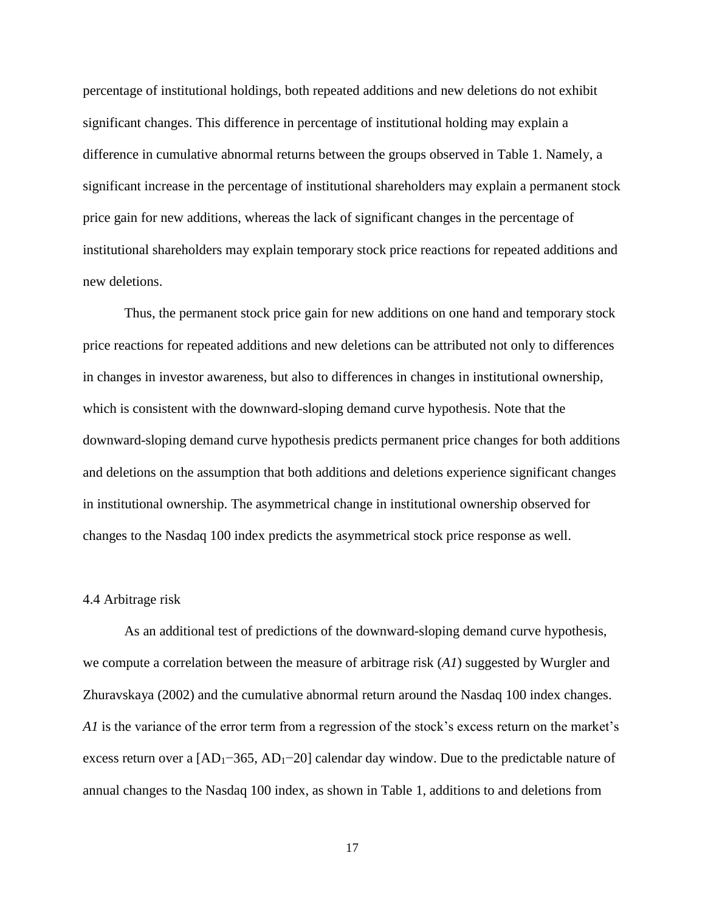percentage of institutional holdings, both repeated additions and new deletions do not exhibit significant changes. This difference in percentage of institutional holding may explain a difference in cumulative abnormal returns between the groups observed in Table 1. Namely, a significant increase in the percentage of institutional shareholders may explain a permanent stock price gain for new additions, whereas the lack of significant changes in the percentage of institutional shareholders may explain temporary stock price reactions for repeated additions and new deletions.

Thus, the permanent stock price gain for new additions on one hand and temporary stock price reactions for repeated additions and new deletions can be attributed not only to differences in changes in investor awareness, but also to differences in changes in institutional ownership, which is consistent with the downward-sloping demand curve hypothesis. Note that the downward-sloping demand curve hypothesis predicts permanent price changes for both additions and deletions on the assumption that both additions and deletions experience significant changes in institutional ownership. The asymmetrical change in institutional ownership observed for changes to the Nasdaq 100 index predicts the asymmetrical stock price response as well.

### 4.4 Arbitrage risk

As an additional test of predictions of the downward-sloping demand curve hypothesis, we compute a correlation between the measure of arbitrage risk (*A1*) suggested by Wurgler and Zhuravskaya (2002) and the cumulative abnormal return around the Nasdaq 100 index changes. *A1* is the variance of the error term from a regression of the stock's excess return on the market's excess return over a $[AD_1-365, AD_1-20]$ calendar day window. Due to the predictable nature of annual changes to the Nasdaq 100 index, as shown in Table 1, additions to and deletions from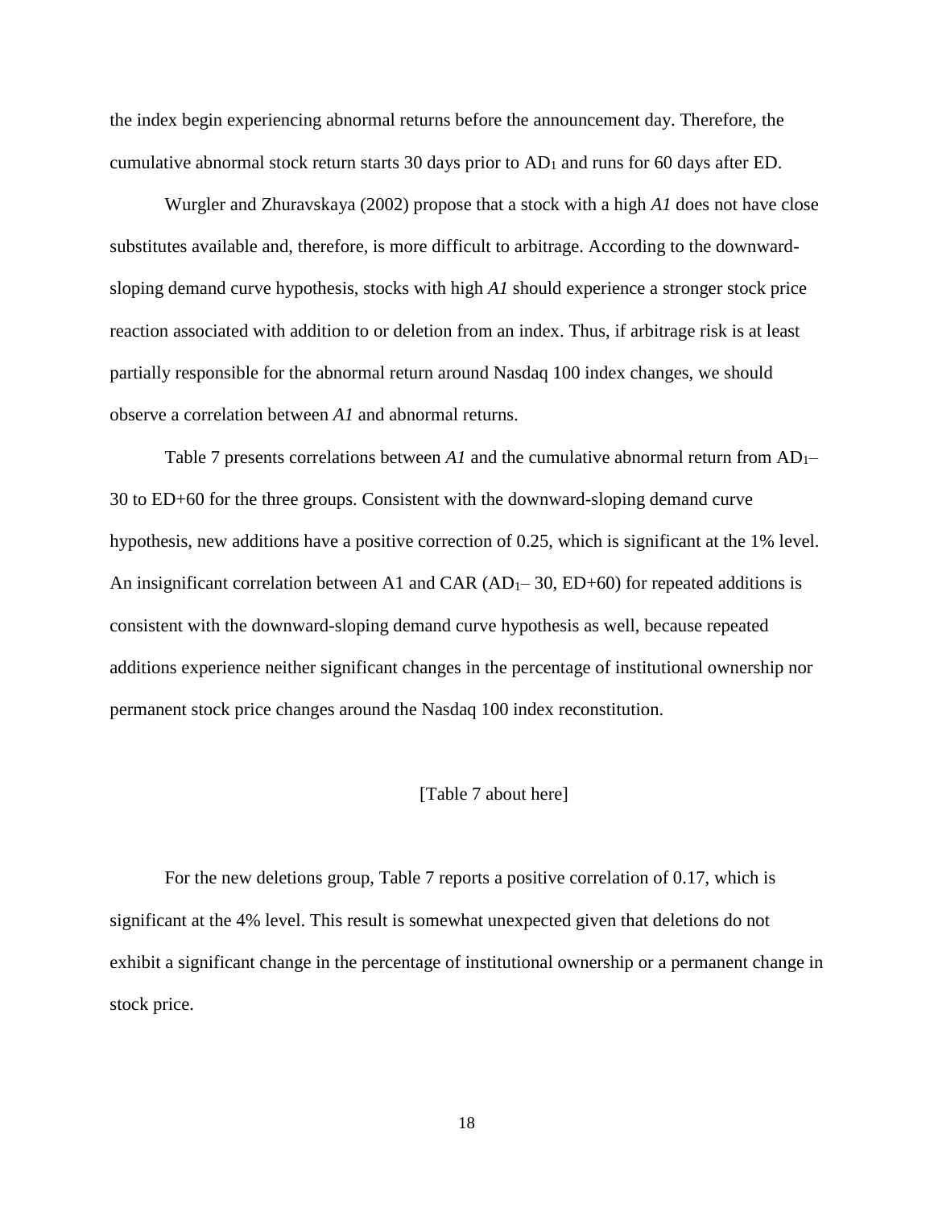the index begin experiencing abnormal returns before the announcement day. Therefore, the cumulative abnormal stock return starts 30 days prior to $AD_1$ and runs for 60 days after ED.

Wurgler and Zhuravskaya (2002) propose that a stock with a high *A1* does not have close substitutes available and, therefore, is more difficult to arbitrage. According to the downward-sloping demand curve hypothesis, stocks with high *A1* should experience a stronger stock price reaction associated with addition to or deletion from an index. Thus, if arbitrage risk is at least partially responsible for the abnormal return around Nasdaq 100 index changes, we should observe a correlation between *A1* and abnormal returns.

Table 7 presents correlations between *A1* and the cumulative abnormal return from $AD_1$– 30 to ED+60 for the three groups. Consistent with the downward-sloping demand curve hypothesis, new additions have a positive correction of 0.25, which is significant at the 1% level. An insignificant correlation between A1 and CAR ($AD_1$– 30, ED+60) for repeated additions is consistent with the downward-sloping demand curve hypothesis as well, because repeated additions experience neither significant changes in the percentage of institutional ownership nor permanent stock price changes around the Nasdaq 100 index reconstitution.

[Table 7 about here]

For the new deletions group, Table 7 reports a positive correlation of 0.17, which is significant at the 4% level. This result is somewhat unexpected given that deletions do not exhibit a significant change in the percentage of institutional ownership or a permanent change in stock price.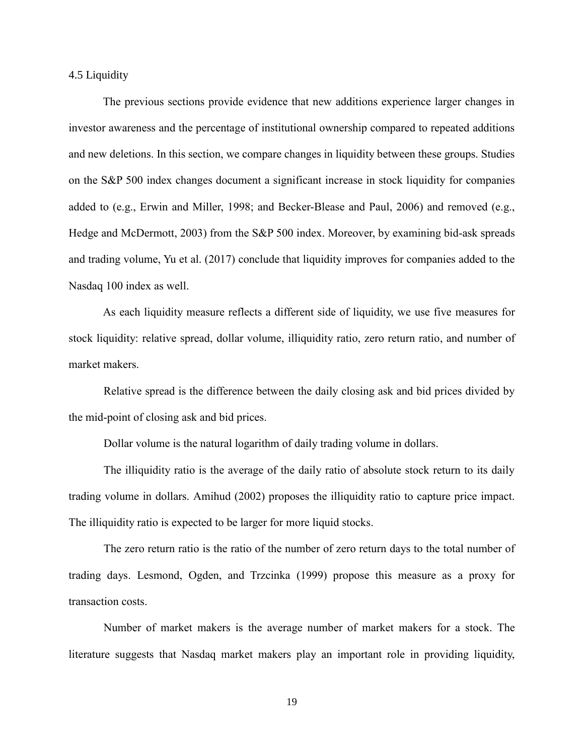### 4.5 Liquidity

The previous sections provide evidence that new additions experience larger changes in investor awareness and the percentage of institutional ownership compared to repeated additions and new deletions. In this section, we compare changes in liquidity between these groups. Studies on the S&P 500 index changes document a significant increase in stock liquidity for companies added to (e.g., Erwin and Miller, 1998; and Becker-Blease and Paul, 2006) and removed (e.g., Hedge and McDermott, 2003) from the S&P 500 index. Moreover, by examining bid-ask spreads and trading volume, Yu et al. (2017) conclude that liquidity improves for companies added to the Nasdaq 100 index as well.

As each liquidity measure reflects a different side of liquidity, we use five measures for stock liquidity: relative spread, dollar volume, illiquidity ratio, zero return ratio, and number of market makers.

Relative spread is the difference between the daily closing ask and bid prices divided by the mid-point of closing ask and bid prices.

Dollar volume is the natural logarithm of daily trading volume in dollars.

The illiquidity ratio is the average of the daily ratio of absolute stock return to its daily trading volume in dollars. Amihud (2002) proposes the illiquidity ratio to capture price impact. The illiquidity ratio is expected to be larger for more liquid stocks.

The zero return ratio is the ratio of the number of zero return days to the total number of trading days. Lesmond, Ogden, and Trzcinka (1999) propose this measure as a proxy for transaction costs.

Number of market makers is the average number of market makers for a stock. The literature suggests that Nasdaq market makers play an important role in providing liquidity,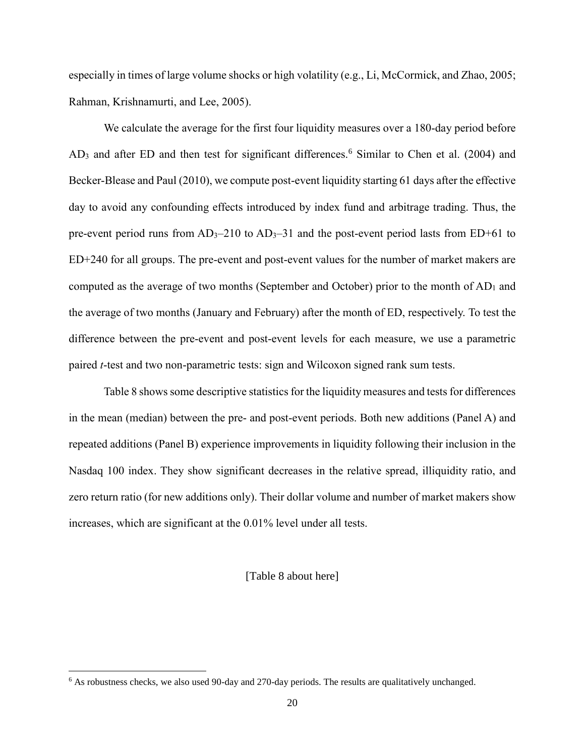especially in times of large volume shocks or high volatility (e.g., Li, McCormick, and Zhao, 2005; Rahman, Krishnamurti, and Lee, 2005).

We calculate the average for the first four liquidity measures over a 180-day period before $AD_3$ and after ED and then test for significant differences.[6] Similar to Chen et al. (2004) and Becker-Blease and Paul (2010), we compute post-event liquidity starting 61 days after the effective day to avoid any confounding effects introduced by index fund and arbitrage trading. Thus, the pre-event period runs from $AD_3$–210 to $AD_3$–31 and the post-event period lasts from ED+61 to ED+240 for all groups. The pre-event and post-event values for the number of market makers are computed as the average of two months (September and October) prior to the month of $AD_1$ and the average of two months (January and February) after the month of ED, respectively. To test the difference between the pre-event and post-event levels for each measure, we use a parametric paired *t*-test and two non-parametric tests: sign and Wilcoxon signed rank sum tests.

Table 8 shows some descriptive statistics for the liquidity measures and tests for differences in the mean (median) between the pre- and post-event periods. Both new additions (Panel A) and repeated additions (Panel B) experience improvements in liquidity following their inclusion in the Nasdaq 100 index. They show significant decreases in the relative spread, illiquidity ratio, and zero return ratio (for new additions only). Their dollar volume and number of market makers show increases, which are significant at the 0.01% level under all tests.

[Table 8 about here]

[6] As robustness checks, we also used 90-day and 270-day periods. The results are qualitatively unchanged.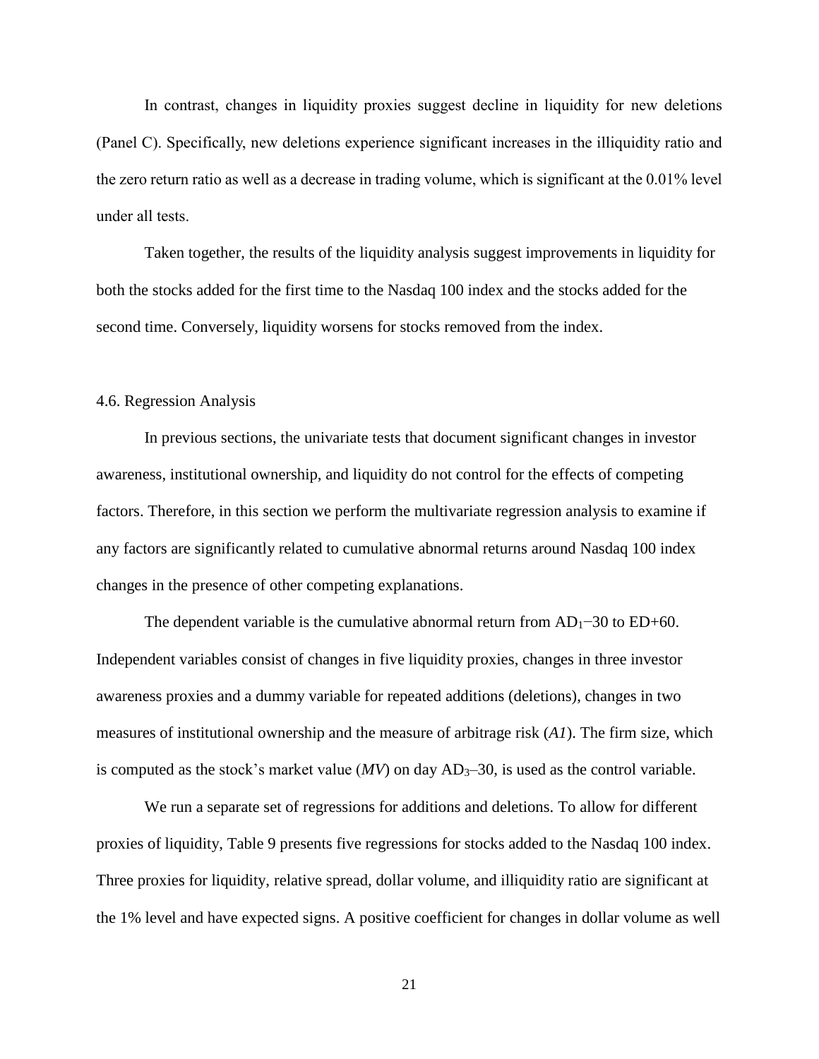In contrast, changes in liquidity proxies suggest decline in liquidity for new deletions (Panel C). Specifically, new deletions experience significant increases in the illiquidity ratio and the zero return ratio as well as a decrease in trading volume, which is significant at the 0.01% level under all tests.

Taken together, the results of the liquidity analysis suggest improvements in liquidity for both the stocks added for the first time to the Nasdaq 100 index and the stocks added for the second time. Conversely, liquidity worsens for stocks removed from the index.

### 4.6. Regression Analysis

In previous sections, the univariate tests that document significant changes in investor awareness, institutional ownership, and liquidity do not control for the effects of competing factors. Therefore, in this section we perform the multivariate regression analysis to examine if any factors are significantly related to cumulative abnormal returns around Nasdaq 100 index changes in the presence of other competing explanations.

The dependent variable is the cumulative abnormal return from $AD_1-30$ to ED+60. Independent variables consist of changes in five liquidity proxies, changes in three investor awareness proxies and a dummy variable for repeated additions (deletions), changes in two measures of institutional ownership and the measure of arbitrage risk (*A1*). The firm size, which is computed as the stock's market value (*MV*) on day $AD_3$–30, is used as the control variable.

We run a separate set of regressions for additions and deletions. To allow for different proxies of liquidity, Table 9 presents five regressions for stocks added to the Nasdaq 100 index. Three proxies for liquidity, relative spread, dollar volume, and illiquidity ratio are significant at the 1% level and have expected signs. A positive coefficient for changes in dollar volume as well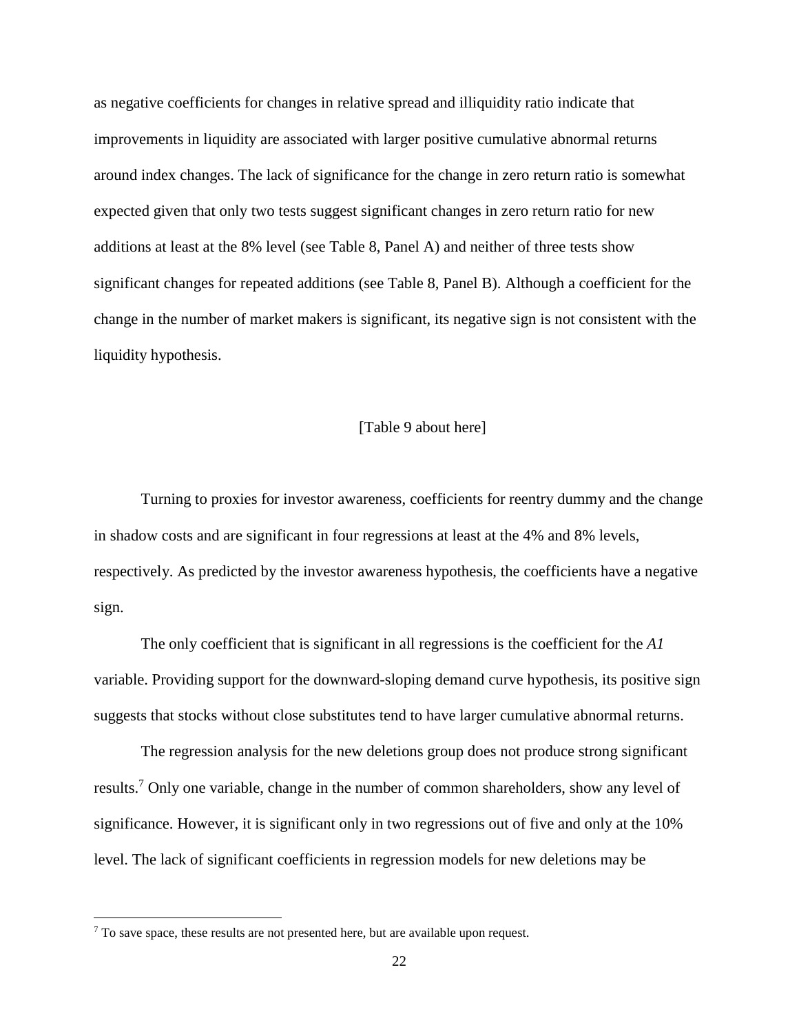as negative coefficients for changes in relative spread and illiquidity ratio indicate that improvements in liquidity are associated with larger positive cumulative abnormal returns around index changes. The lack of significance for the change in zero return ratio is somewhat expected given that only two tests suggest significant changes in zero return ratio for new additions at least at the 8% level (see Table 8, Panel A) and neither of three tests show significant changes for repeated additions (see Table 8, Panel B). Although a coefficient for the change in the number of market makers is significant, its negative sign is not consistent with the liquidity hypothesis.

[Table 9 about here]

Turning to proxies for investor awareness, coefficients for reentry dummy and the change in shadow costs and are significant in four regressions at least at the 4% and 8% levels, respectively. As predicted by the investor awareness hypothesis, the coefficients have a negative sign.

The only coefficient that is significant in all regressions is the coefficient for the *A1* variable. Providing support for the downward-sloping demand curve hypothesis, its positive sign suggests that stocks without close substitutes tend to have larger cumulative abnormal returns.

The regression analysis for the new deletions group does not produce strong significant results.[7] Only one variable, change in the number of common shareholders, show any level of significance. However, it is significant only in two regressions out of five and only at the 10% level. The lack of significant coefficients in regression models for new deletions may be

[7] To save space, these results are not presented here, but are available upon request.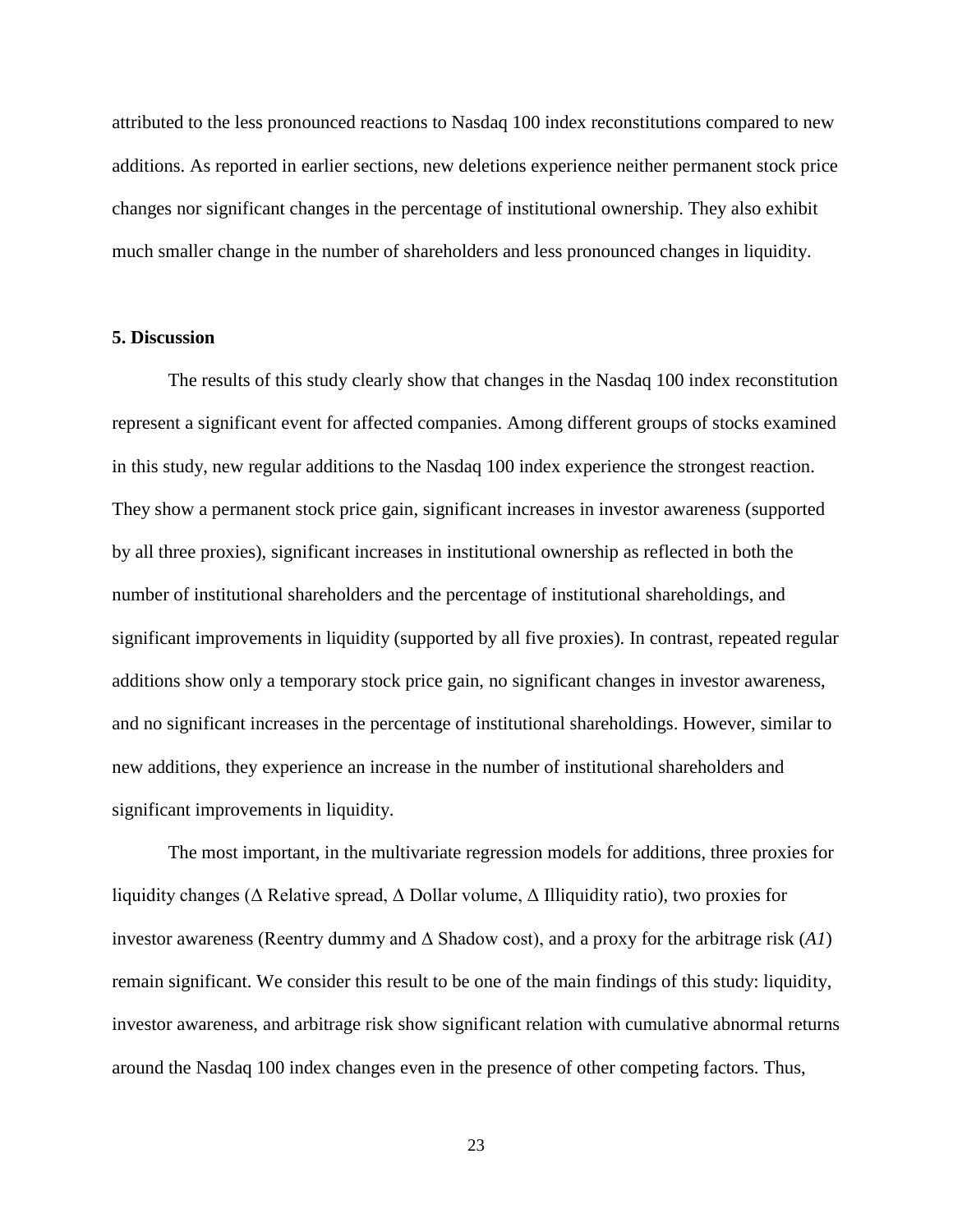attributed to the less pronounced reactions to Nasdaq 100 index reconstitutions compared to new additions. As reported in earlier sections, new deletions experience neither permanent stock price changes nor significant changes in the percentage of institutional ownership. They also exhibit much smaller change in the number of shareholders and less pronounced changes in liquidity.

## 5. Discussion

The results of this study clearly show that changes in the Nasdaq 100 index reconstitution represent a significant event for affected companies. Among different groups of stocks examined in this study, new regular additions to the Nasdaq 100 index experience the strongest reaction. They show a permanent stock price gain, significant increases in investor awareness (supported by all three proxies), significant increases in institutional ownership as reflected in both the number of institutional shareholders and the percentage of institutional shareholdings, and significant improvements in liquidity (supported by all five proxies). In contrast, repeated regular additions show only a temporary stock price gain, no significant changes in investor awareness, and no significant increases in the percentage of institutional shareholdings. However, similar to new additions, they experience an increase in the number of institutional shareholders and significant improvements in liquidity.

The most important, in the multivariate regression models for additions, three proxies for liquidity changes (Δ Relative spread, Δ Dollar volume, Δ Illiquidity ratio), two proxies for investor awareness (Reentry dummy and Δ Shadow cost), and a proxy for the arbitrage risk (*A1*) remain significant. We consider this result to be one of the main findings of this study: liquidity, investor awareness, and arbitrage risk show significant relation with cumulative abnormal returns around the Nasdaq 100 index changes even in the presence of other competing factors. Thus,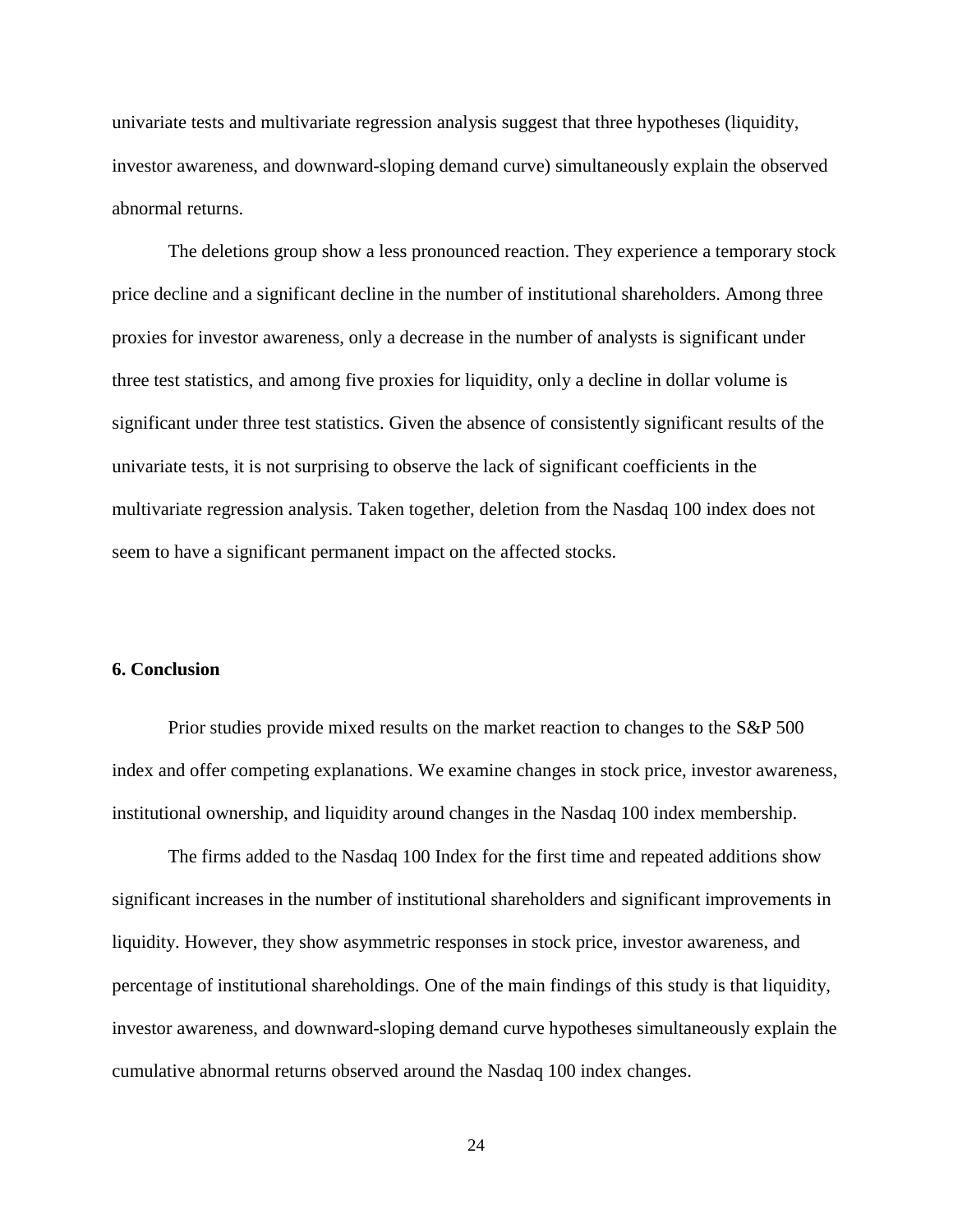univariate tests and multivariate regression analysis suggest that three hypotheses (liquidity, investor awareness, and downward-sloping demand curve) simultaneously explain the observed abnormal returns.

The deletions group show a less pronounced reaction. They experience a temporary stock price decline and a significant decline in the number of institutional shareholders. Among three proxies for investor awareness, only a decrease in the number of analysts is significant under three test statistics, and among five proxies for liquidity, only a decline in dollar volume is significant under three test statistics. Given the absence of consistently significant results of the univariate tests, it is not surprising to observe the lack of significant coefficients in the multivariate regression analysis. Taken together, deletion from the Nasdaq 100 index does not seem to have a significant permanent impact on the affected stocks.

## 6. Conclusion

Prior studies provide mixed results on the market reaction to changes to the S&P 500 index and offer competing explanations. We examine changes in stock price, investor awareness, institutional ownership, and liquidity around changes in the Nasdaq 100 index membership.

The firms added to the Nasdaq 100 Index for the first time and repeated additions show significant increases in the number of institutional shareholders and significant improvements in liquidity. However, they show asymmetric responses in stock price, investor awareness, and percentage of institutional shareholdings. One of the main findings of this study is that liquidity, investor awareness, and downward-sloping demand curve hypotheses simultaneously explain the cumulative abnormal returns observed around the Nasdaq 100 index changes.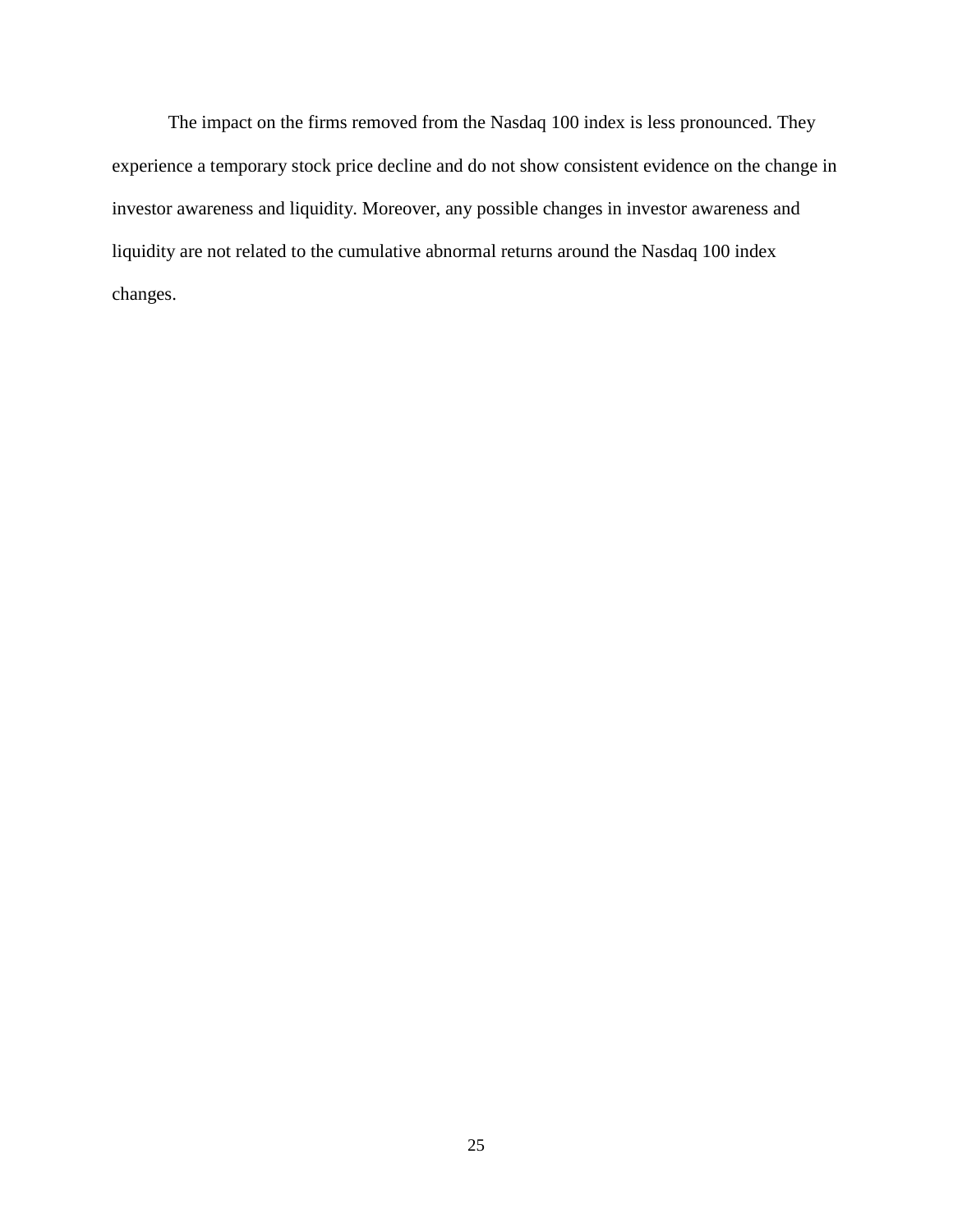The impact on the firms removed from the Nasdaq 100 index is less pronounced. They experience a temporary stock price decline and do not show consistent evidence on the change in investor awareness and liquidity. Moreover, any possible changes in investor awareness and liquidity are not related to the cumulative abnormal returns around the Nasdaq 100 index changes.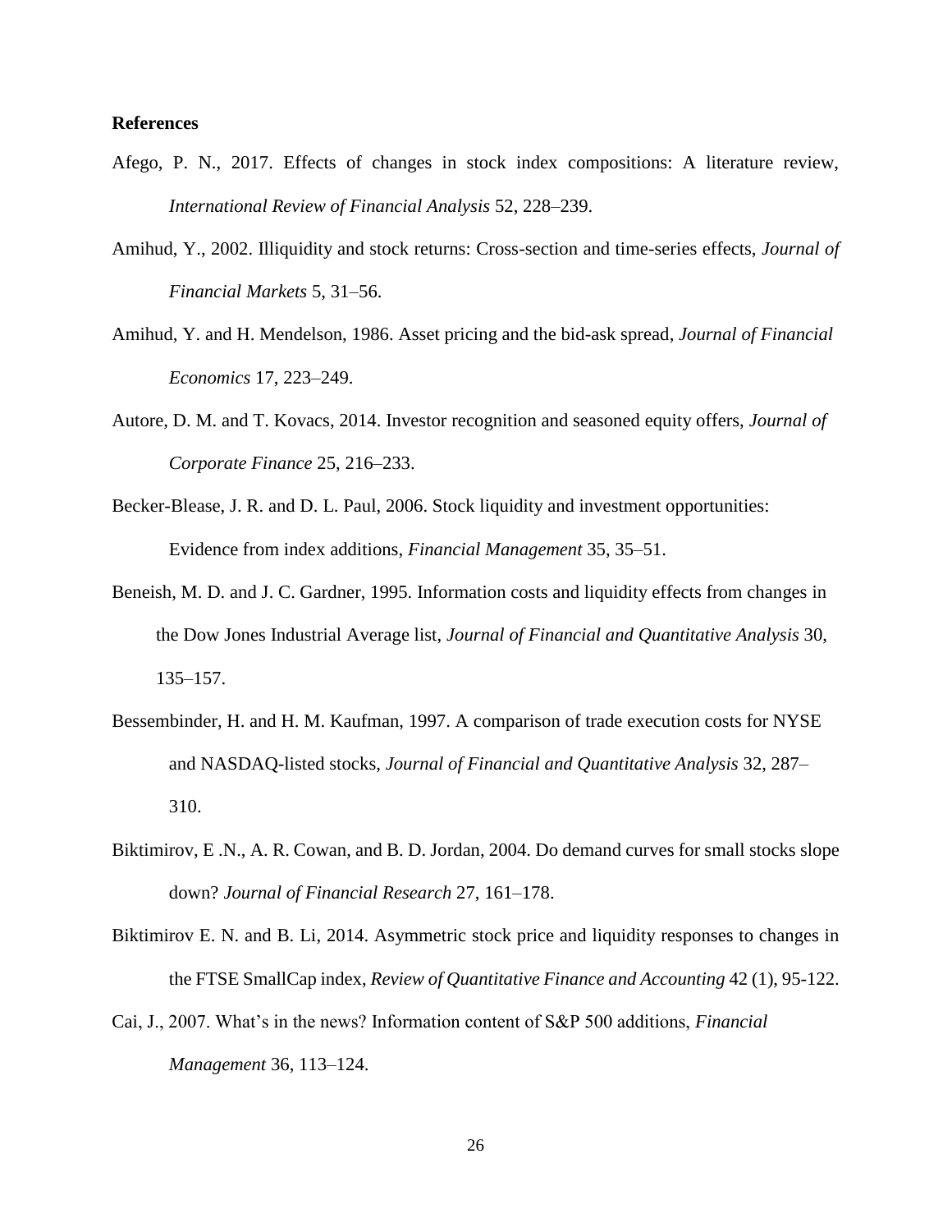**References**

Afego, P. N., 2017. Effects of changes in stock index compositions: A literature review, *International Review of Financial Analysis* 52, 228–239.

Amihud, Y., 2002. Illiquidity and stock returns: Cross-section and time-series effects, *Journal of Financial Markets* 5, 31–56.

Amihud, Y. and H. Mendelson, 1986. Asset pricing and the bid-ask spread, *Journal of Financial Economics* 17, 223–249.

Autore, D. M. and T. Kovacs, 2014. Investor recognition and seasoned equity offers, *Journal of Corporate Finance* 25, 216–233.

Becker-Blease, J. R. and D. L. Paul, 2006. Stock liquidity and investment opportunities: Evidence from index additions, *Financial Management* 35, 35–51.

Beneish, M. D. and J. C. Gardner, 1995. Information costs and liquidity effects from changes in the Dow Jones Industrial Average list, *Journal of Financial and Quantitative Analysis* 30, 135–157.

Bessembinder, H. and H. M. Kaufman, 1997. A comparison of trade execution costs for NYSE and NASDAQ-listed stocks, *Journal of Financial and Quantitative Analysis* 32, 287–310.

Biktimirov, E .N., A. R. Cowan, and B. D. Jordan, 2004. Do demand curves for small stocks slope down? *Journal of Financial Research* 27, 161–178.

Biktimirov E. N. and B. Li, 2014. Asymmetric stock price and liquidity responses to changes in the FTSE SmallCap index, *Review of Quantitative Finance and Accounting* 42 (1), 95-122.

Cai, J., 2007. What's in the news? Information content of S&P 500 additions, *Financial Management* 36, 113–124.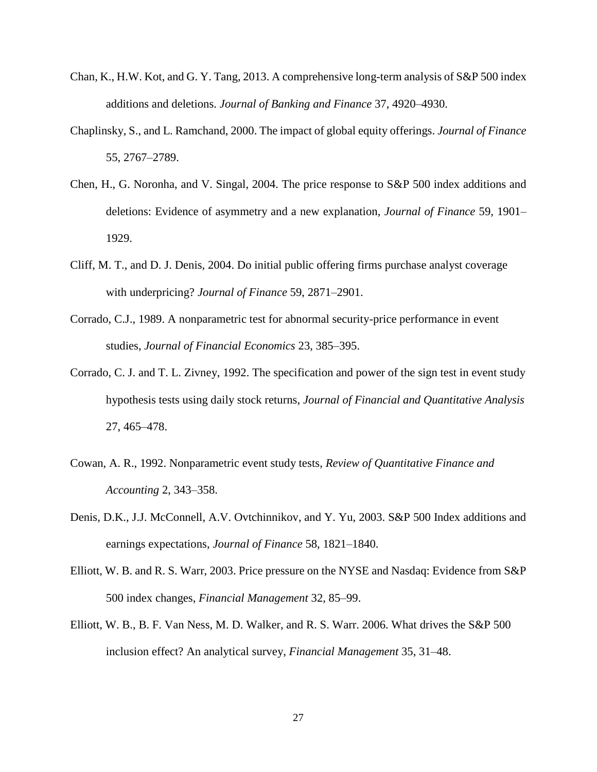Chan, K., H.W. Kot, and G. Y. Tang, 2013. A comprehensive long-term analysis of S&P 500 index additions and deletions. *Journal of Banking and Finance* 37, 4920–4930.

Chaplinsky, S., and L. Ramchand, 2000. The impact of global equity offerings. *Journal of Finance* 55, 2767–2789.

Chen, H., G. Noronha, and V. Singal, 2004. The price response to S&P 500 index additions and deletions: Evidence of asymmetry and a new explanation, *Journal of Finance* 59, 1901–1929.

Cliff, M. T., and D. J. Denis, 2004. Do initial public offering firms purchase analyst coverage with underpricing? *Journal of Finance* 59, 2871–2901.

Corrado, C.J., 1989. A nonparametric test for abnormal security-price performance in event studies, *Journal of Financial Economics* 23, 385–395.

Corrado, C. J. and T. L. Zivney, 1992. The specification and power of the sign test in event study hypothesis tests using daily stock returns, *Journal of Financial and Quantitative Analysis* 27, 465–478.

Cowan, A. R., 1992. Nonparametric event study tests, *Review of Quantitative Finance and Accounting* 2, 343–358.

Denis, D.K., J.J. McConnell, A.V. Ovtchinnikov, and Y. Yu, 2003. S&P 500 Index additions and earnings expectations, *Journal of Finance* 58, 1821–1840.

Elliott, W. B. and R. S. Warr, 2003. Price pressure on the NYSE and Nasdaq: Evidence from S&P 500 index changes, *Financial Management* 32, 85–99.

Elliott, W. B., B. F. Van Ness, M. D. Walker, and R. S. Warr. 2006. What drives the S&P 500 inclusion effect? An analytical survey, *Financial Management* 35, 31–48.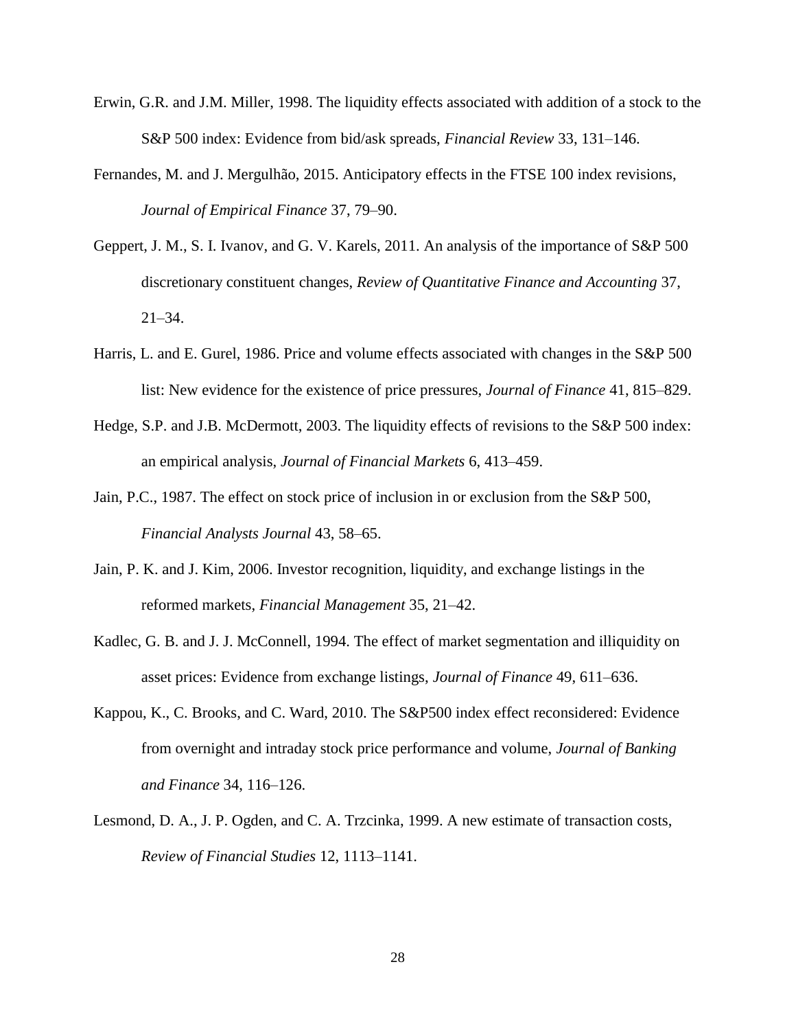Erwin, G.R. and J.M. Miller, 1998. The liquidity effects associated with addition of a stock to the S&P 500 index: Evidence from bid/ask spreads, *Financial Review* 33, 131–146.

Fernandes, M. and J. Mergulhão, 2015. Anticipatory effects in the FTSE 100 index revisions, *Journal of Empirical Finance* 37, 79–90.

Geppert, J. M., S. I. Ivanov, and G. V. Karels, 2011. An analysis of the importance of S&P 500 discretionary constituent changes, *Review of Quantitative Finance and Accounting* 37, 21–34.

Harris, L. and E. Gurel, 1986. Price and volume effects associated with changes in the S&P 500 list: New evidence for the existence of price pressures, *Journal of Finance* 41, 815–829.

Hedge, S.P. and J.B. McDermott, 2003. The liquidity effects of revisions to the S&P 500 index: an empirical analysis, *Journal of Financial Markets* 6, 413–459.

Jain, P.C., 1987. The effect on stock price of inclusion in or exclusion from the S&P 500, *Financial Analysts Journal* 43, 58–65.

Jain, P. K. and J. Kim, 2006. Investor recognition, liquidity, and exchange listings in the reformed markets, *Financial Management* 35, 21–42.

Kadlec, G. B. and J. J. McConnell, 1994. The effect of market segmentation and illiquidity on asset prices: Evidence from exchange listings, *Journal of Finance* 49, 611–636.

Kappou, K., C. Brooks, and C. Ward, 2010. The S&P500 index effect reconsidered: Evidence from overnight and intraday stock price performance and volume, *Journal of Banking and Finance* 34, 116–126.

Lesmond, D. A., J. P. Ogden, and C. A. Trzcinka, 1999. A new estimate of transaction costs, *Review of Financial Studies* 12, 1113–1141.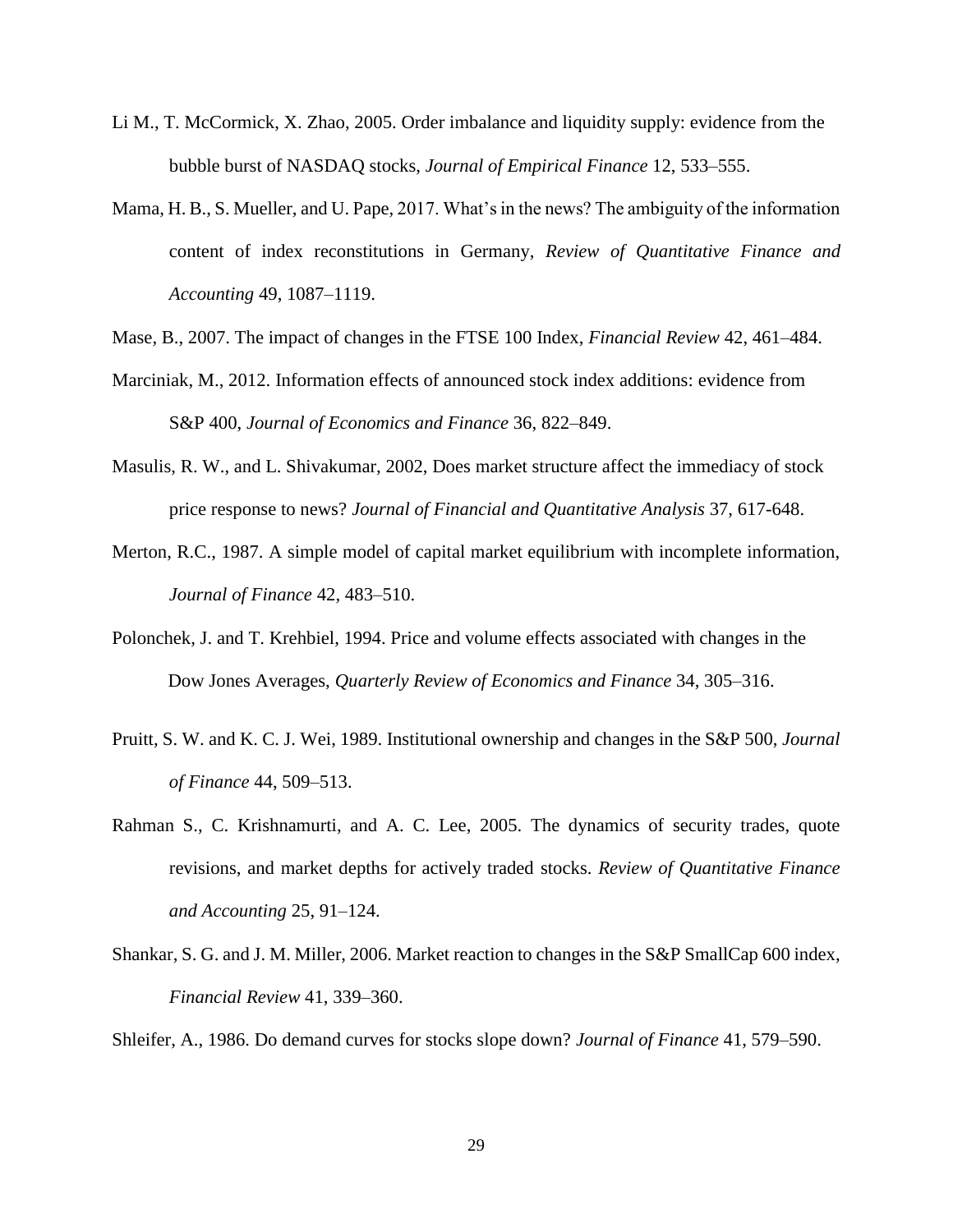Li M., T. McCormick, X. Zhao, 2005. Order imbalance and liquidity supply: evidence from the bubble burst of NASDAQ stocks, *Journal of Empirical Finance* 12, 533–555.

Mama, H. B., S. Mueller, and U. Pape, 2017. What's in the news? The ambiguity of the information content of index reconstitutions in Germany, *Review of Quantitative Finance and Accounting* 49, 1087–1119.

Mase, B., 2007. The impact of changes in the FTSE 100 Index, *Financial Review* 42, 461–484.

Marciniak, M., 2012. Information effects of announced stock index additions: evidence from S&P 400, *Journal of Economics and Finance* 36, 822–849.

Masulis, R. W., and L. Shivakumar, 2002, Does market structure affect the immediacy of stock price response to news? *Journal of Financial and Quantitative Analysis* 37, 617-648.

Merton, R.C., 1987. A simple model of capital market equilibrium with incomplete information, *Journal of Finance* 42, 483–510.

Polonchek, J. and T. Krehbiel, 1994. Price and volume effects associated with changes in the Dow Jones Averages, *Quarterly Review of Economics and Finance* 34, 305–316.

Pruitt, S. W. and K. C. J. Wei, 1989. Institutional ownership and changes in the S&P 500, *Journal of Finance* 44, 509–513.

Rahman S., C. Krishnamurti, and A. C. Lee, 2005. The dynamics of security trades, quote revisions, and market depths for actively traded stocks. *Review of Quantitative Finance and Accounting* 25, 91–124.

Shankar, S. G. and J. M. Miller, 2006. Market reaction to changes in the S&P SmallCap 600 index, *Financial Review* 41, 339–360.

Shleifer, A., 1986. Do demand curves for stocks slope down? *Journal of Finance* 41, 579–590.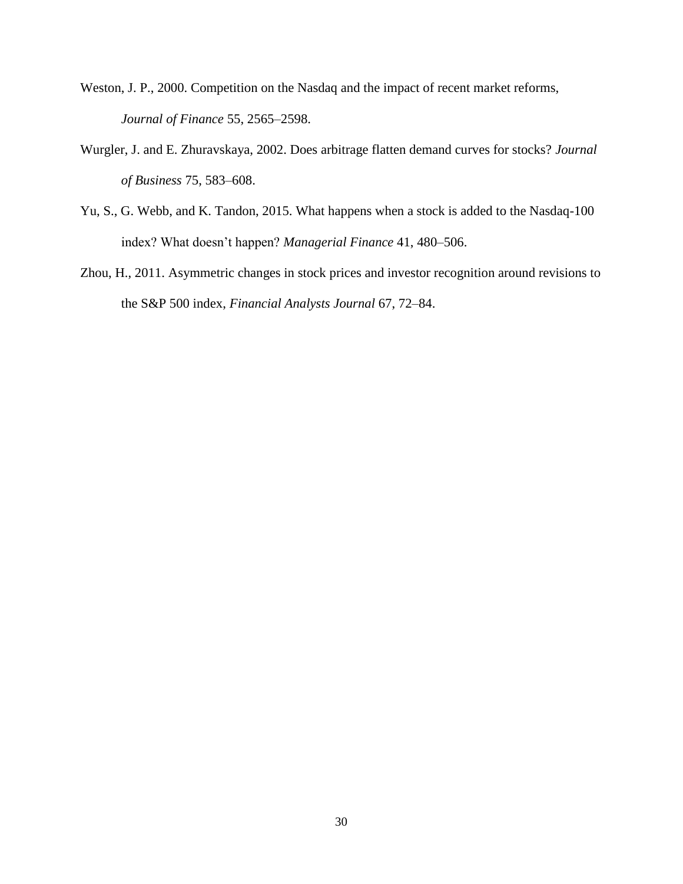Weston, J. P., 2000. Competition on the Nasdaq and the impact of recent market reforms, *Journal of Finance* 55, 2565–2598.

Wurgler, J. and E. Zhuravskaya, 2002. Does arbitrage flatten demand curves for stocks? *Journal of Business* 75, 583–608.

Yu, S., G. Webb, and K. Tandon, 2015. What happens when a stock is added to the Nasdaq-100 index? What doesn't happen? *Managerial Finance* 41, 480–506.

Zhou, H., 2011. Asymmetric changes in stock prices and investor recognition around revisions to the S&P 500 index, *Financial Analysts Journal* 67, 72–84.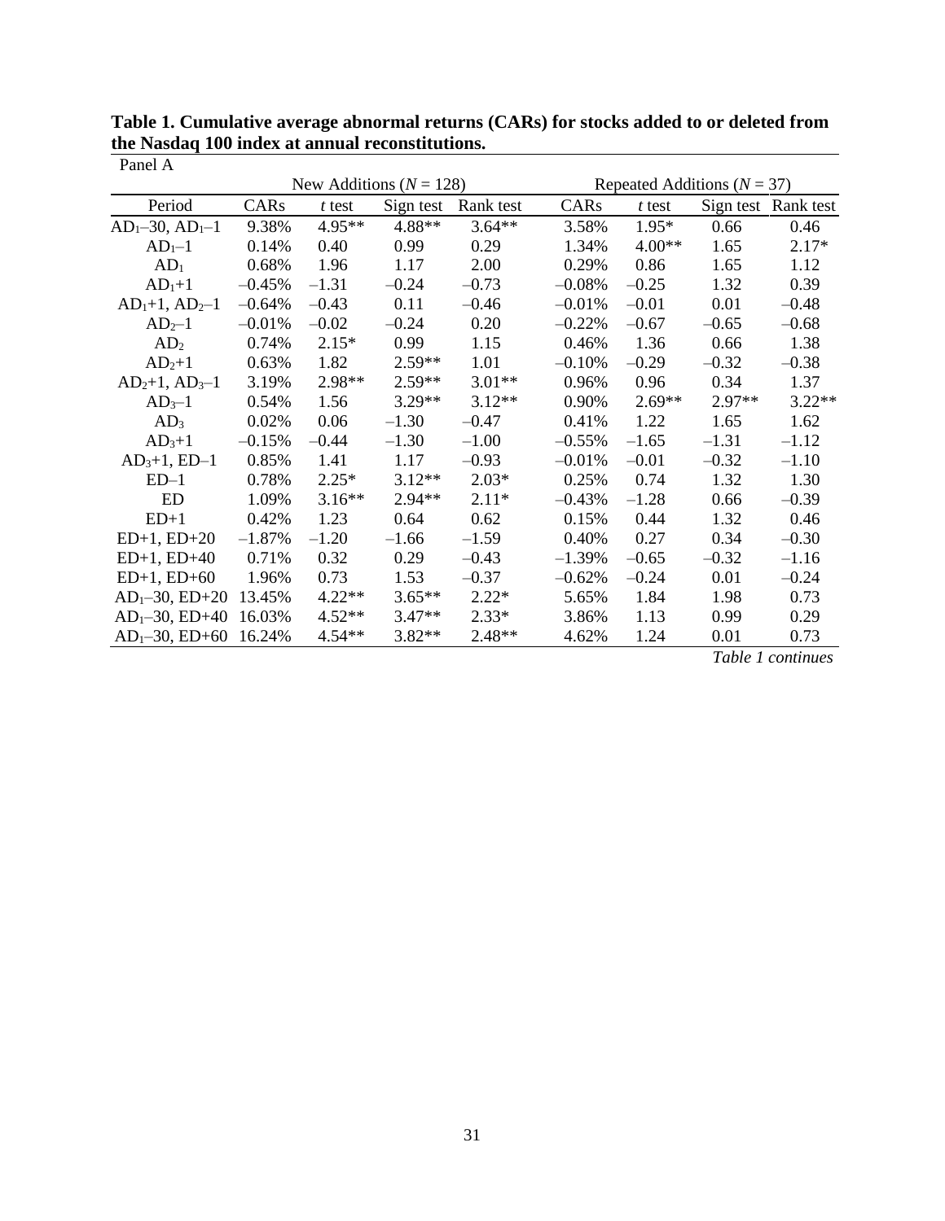**Table 1. Cumulative average abnormal returns (CARs) for stocks added to or deleted from the Nasdaq 100 index at annual reconstitutions.**

Panel A

| | New Additions ($N$ = 128) | | | | Repeated Additions ($N$ = 37) | | | |
|---|---|---|---|---|---|---|---|---|
| Period | CARs | *t* test | Sign test | Rank test | CARs | *t* test | Sign test | Rank test |
| $AD_1$–30, $AD_1$–1 | 9.38% | 4.95** | 4.88** | 3.64** | 3.58% | 1.95* | 0.66 | 0.46 |
| $AD_1$–1 | 0.14% | 0.40 | 0.99 | 0.29 | 1.34% | 4.00** | 1.65 | 2.17* |
| $AD_1$ | 0.68% | 1.96 | 1.17 | 2.00 | 0.29% | 0.86 | 1.65 | 1.12 |
| $AD_1$+1 | –0.45% | –1.31 | –0.24 | –0.73 | –0.08% | –0.25 | 1.32 | 0.39 |
| $AD_1$+1, $AD_2$–1 | –0.64% | –0.43 | 0.11 | –0.46 | –0.01% | –0.01 | 0.01 | –0.48 |
| $AD_2$–1 | –0.01% | –0.02 | –0.24 | 0.20 | –0.22% | –0.67 | –0.65 | –0.68 |
| $AD_2$ | 0.74% | 2.15* | 0.99 | 1.15 | 0.46% | 1.36 | 0.66 | 1.38 |
| $AD_2$+1 | 0.63% | 1.82 | 2.59** | 1.01 | –0.10% | –0.29 | –0.32 | –0.38 |
| $AD_2$+1, $AD_3$–1 | 3.19% | 2.98** | 2.59** | 3.01** | 0.96% | 0.96 | 0.34 | 1.37 |
| $AD_3$–1 | 0.54% | 1.56 | 3.29** | 3.12** | 0.90% | 2.69** | 2.97** | 3.22** |
| $AD_3$ | 0.02% | 0.06 | –1.30 | –0.47 | 0.41% | 1.22 | 1.65 | 1.62 |
| $AD_3$+1 | –0.15% | –0.44 | –1.30 | –1.00 | –0.55% | –1.65 | –1.31 | –1.12 |
| $AD_3$+1, ED–1 | 0.85% | 1.41 | 1.17 | –0.93 | –0.01% | –0.01 | –0.32 | –1.10 |
| ED–1 | 0.78% | 2.25* | 3.12** | 2.03* | 0.25% | 0.74 | 1.32 | 1.30 |
| ED | 1.09% | 3.16** | 2.94** | 2.11* | –0.43% | –1.28 | 0.66 | –0.39 |
| ED+1 | 0.42% | 1.23 | 0.64 | 0.62 | 0.15% | 0.44 | 1.32 | 0.46 |
| ED+1, ED+20 | –1.87% | –1.20 | –1.66 | –1.59 | 0.40% | 0.27 | 0.34 | –0.30 |
| ED+1, ED+40 | 0.71% | 0.32 | 0.29 | –0.43 | –1.39% | –0.65 | –0.32 | –1.16 |
| ED+1, ED+60 | 1.96% | 0.73 | 1.53 | –0.37 | –0.62% | –0.24 | 0.01 | –0.24 |
| $AD_1$–30, ED+20 | 13.45% | 4.22** | 3.65** | 2.22* | 5.65% | 1.84 | 1.98 | 0.73 |
| $AD_1$–30, ED+40 | 16.03% | 4.52** | 3.47** | 2.33* | 3.86% | 1.13 | 0.99 | 0.29 |
| $AD_1$–30, ED+60 | 16.24% | 4.54** | 3.82** | 2.48** | 4.62% | 1.24 | 0.01 | 0.73 |

*Table 1 continues*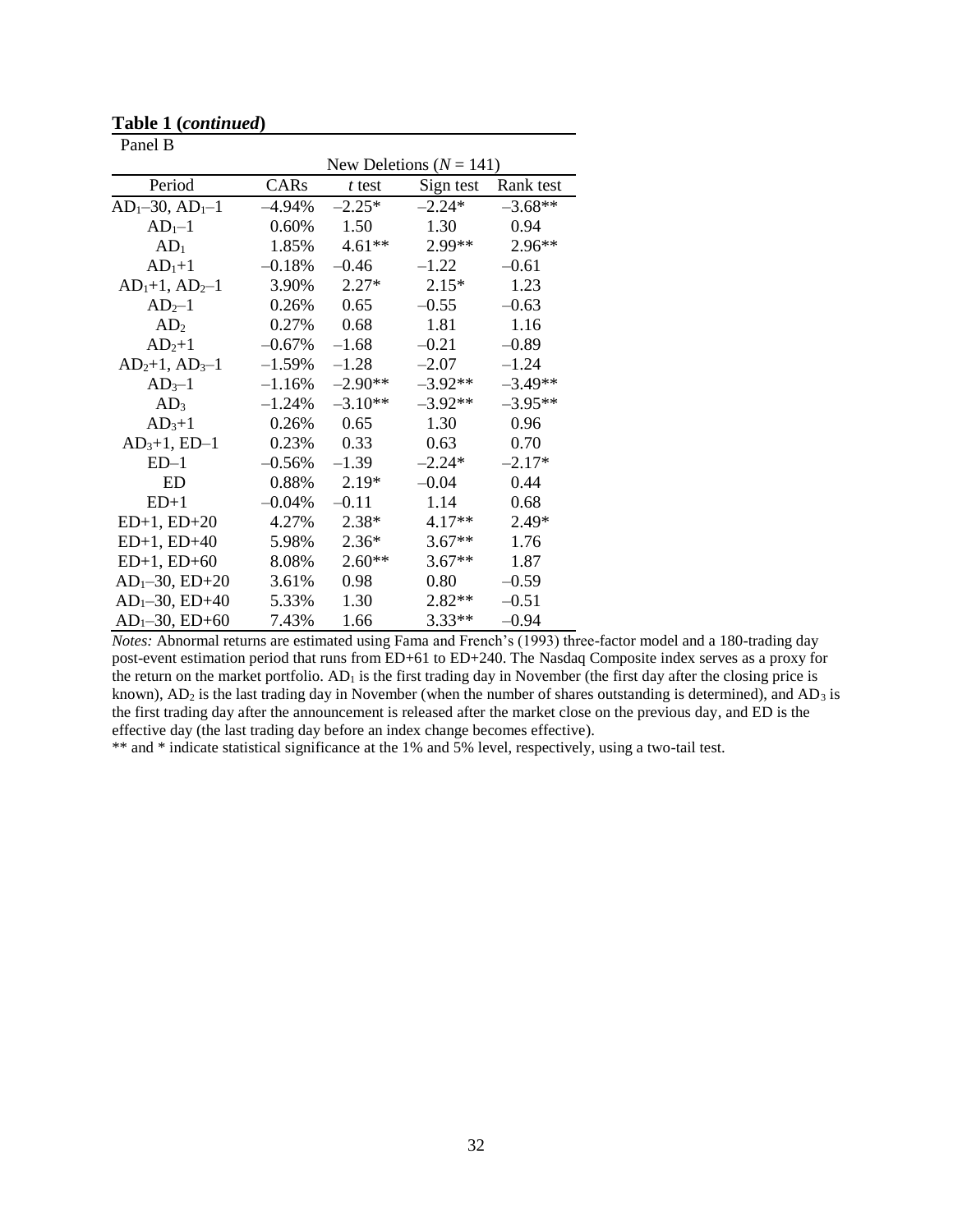**Table 1 (*continued*)**

Panel B

| | New Deletions ($N$ = 141) | | | |
|---|---|---|---|---|
| Period | CARs | *t* test | Sign test | Rank test |
| $AD_1$–30, $AD_1$–1 | –4.94% | –2.25* | –2.24* | –3.68** |
| $AD_1$–1 | 0.60% | 1.50 | 1.30 | 0.94 |
| $AD_1$ | 1.85% | 4.61** | 2.99** | 2.96** |
| $AD_1$+1 | –0.18% | –0.46 | –1.22 | –0.61 |
| $AD_1$+1, $AD_2$–1 | 3.90% | 2.27* | 2.15* | 1.23 |
| $AD_2$–1 | 0.26% | 0.65 | –0.55 | –0.63 |
| $AD_2$ | 0.27% | 0.68 | 1.81 | 1.16 |
| $AD_2$+1 | –0.67% | –1.68 | –0.21 | –0.89 |
| $AD_2$+1, $AD_3$–1 | –1.59% | –1.28 | –2.07 | –1.24 |
| $AD_3$–1 | –1.16% | –2.90** | –3.92** | –3.49** |
| $AD_3$ | –1.24% | –3.10** | –3.92** | –3.95** |
| $AD_3$+1 | 0.26% | 0.65 | 1.30 | 0.96 |
| $AD_3$+1, ED–1 | 0.23% | 0.33 | 0.63 | 0.70 |
| ED–1 | –0.56% | –1.39 | –2.24* | –2.17* |
| ED | 0.88% | 2.19* | –0.04 | 0.44 |
| ED+1 | –0.04% | –0.11 | 1.14 | 0.68 |
| ED+1, ED+20 | 4.27% | 2.38* | 4.17** | 2.49* |
| ED+1, ED+40 | 5.98% | 2.36* | 3.67** | 1.76 |
| ED+1, ED+60 | 8.08% | 2.60** | 3.67** | 1.87 |
| $AD_1$–30, ED+20 | 3.61% | 0.98 | 0.80 | –0.59 |
| $AD_1$–30, ED+40 | 5.33% | 1.30 | 2.82** | –0.51 |
| $AD_1$–30, ED+60 | 7.43% | 1.66 | 3.33** | –0.94 |

*Notes:* Abnormal returns are estimated using Fama and French's (1993) three-factor model and a 180-trading day post-event estimation period that runs from ED+61 to ED+240. The Nasdaq Composite index serves as a proxy for the return on the market portfolio. $AD_1$ is the first trading day in November (the first day after the closing price is known), $AD_2$ is the last trading day in November (when the number of shares outstanding is determined), and $AD_3$ is the first trading day after the announcement is released after the market close on the previous day, and ED is the effective day (the last trading day before an index change becomes effective).

** and * indicate statistical significance at the 1% and 5% level, respectively, using a two-tail test.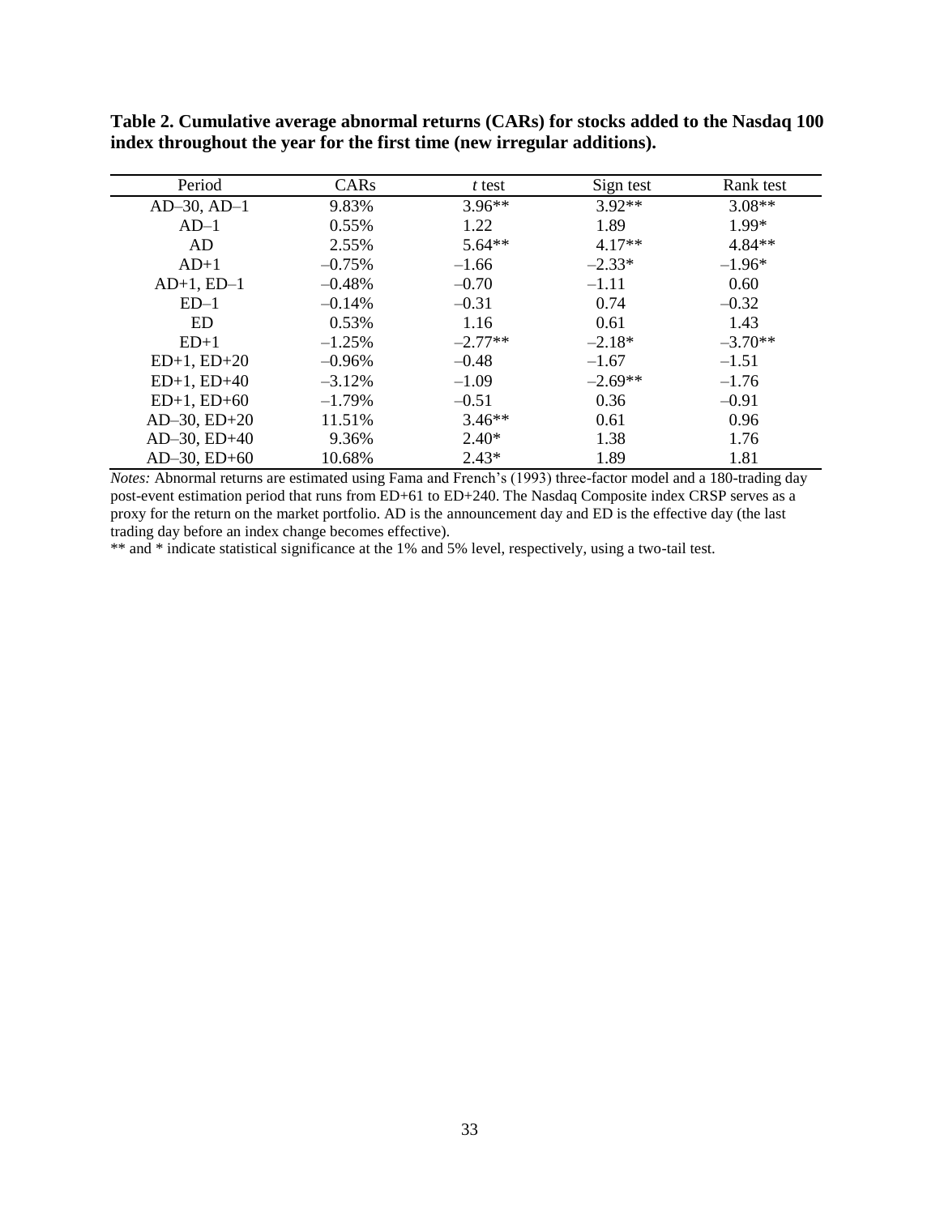**Table 2. Cumulative average abnormal returns (CARs) for stocks added to the Nasdaq 100 index throughout the year for the first time (new irregular additions).**

| Period | CARs | *t* test | Sign test | Rank test |
|---|---|---|---|---|
| AD–30, AD–1 | 9.83% | 3.96** | 3.92** | 3.08** |
| AD–1 | 0.55% | 1.22 | 1.89 | 1.99* |
| AD | 2.55% | 5.64** | 4.17** | 4.84** |
| AD+1 | –0.75% | –1.66 | –2.33* | –1.96* |
| AD+1, ED–1 | –0.48% | –0.70 | –1.11 | 0.60 |
| ED–1 | –0.14% | –0.31 | 0.74 | –0.32 |
| ED | 0.53% | 1.16 | 0.61 | 1.43 |
| ED+1 | –1.25% | –2.77** | –2.18* | –3.70** |
| ED+1, ED+20 | –0.96% | –0.48 | –1.67 | –1.51 |
| ED+1, ED+40 | –3.12% | –1.09 | –2.69** | –1.76 |
| ED+1, ED+60 | –1.79% | –0.51 | 0.36 | –0.91 |
| AD–30, ED+20 | 11.51% | 3.46** | 0.61 | 0.96 |
| AD–30, ED+40 | 9.36% | 2.40* | 1.38 | 1.76 |
| AD–30, ED+60 | 10.68% | 2.43* | 1.89 | 1.81 |

*Notes:* Abnormal returns are estimated using Fama and French's (1993) three-factor model and a 180-trading day post-event estimation period that runs from ED+61 to ED+240. The Nasdaq Composite index CRSP serves as a proxy for the return on the market portfolio. AD is the announcement day and ED is the effective day (the last trading day before an index change becomes effective).

** and * indicate statistical significance at the 1% and 5% level, respectively, using a two-tail test.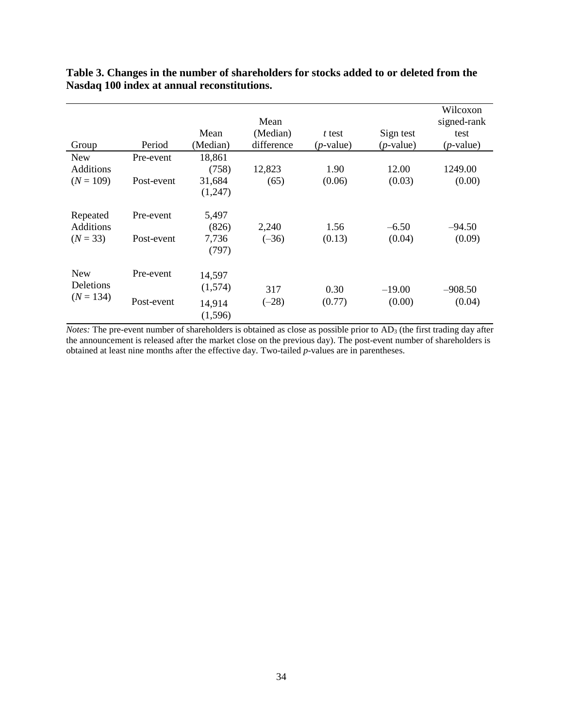**Table 3. Changes in the number of shareholders for stocks added to or deleted from the Nasdaq 100 index at annual reconstitutions.**

| Group | Period | Mean (Median) | Mean (Median) difference | *t* test (*p*-value) | Sign test (*p*-value) | Wilcoxon signed-rank test (*p*-value) |
|---|---|---|---|---|---|---|
| New Additions ($N$ = 109) | Pre-event | 18,861 (758) | 12,823 (65) | 1.90 (0.06) | 12.00 (0.03) | 1249.00 (0.00) |
| | Post-event | 31,684 (1,247) | | | | |
| Repeated Additions ($N$ = 33) | Pre-event | 5,497 (826) | 2,240 (–36) | 1.56 (0.13) | –6.50 (0.04) | –94.50 (0.09) |
| | Post-event | 7,736 (797) | | | | |
| New Deletions ($N$ = 134) | Pre-event | 14,597 (1,574) | 317 (–28) | 0.30 (0.77) | –19.00 (0.00) | –908.50 (0.04) |
| | Post-event | 14,914 (1,596) | | | | |

*Notes:* The pre-event number of shareholders is obtained as close as possible prior to $AD_3$ (the first trading day after the announcement is released after the market close on the previous day). The post-event number of shareholders is obtained at least nine months after the effective day. Two-tailed *p*-values are in parentheses.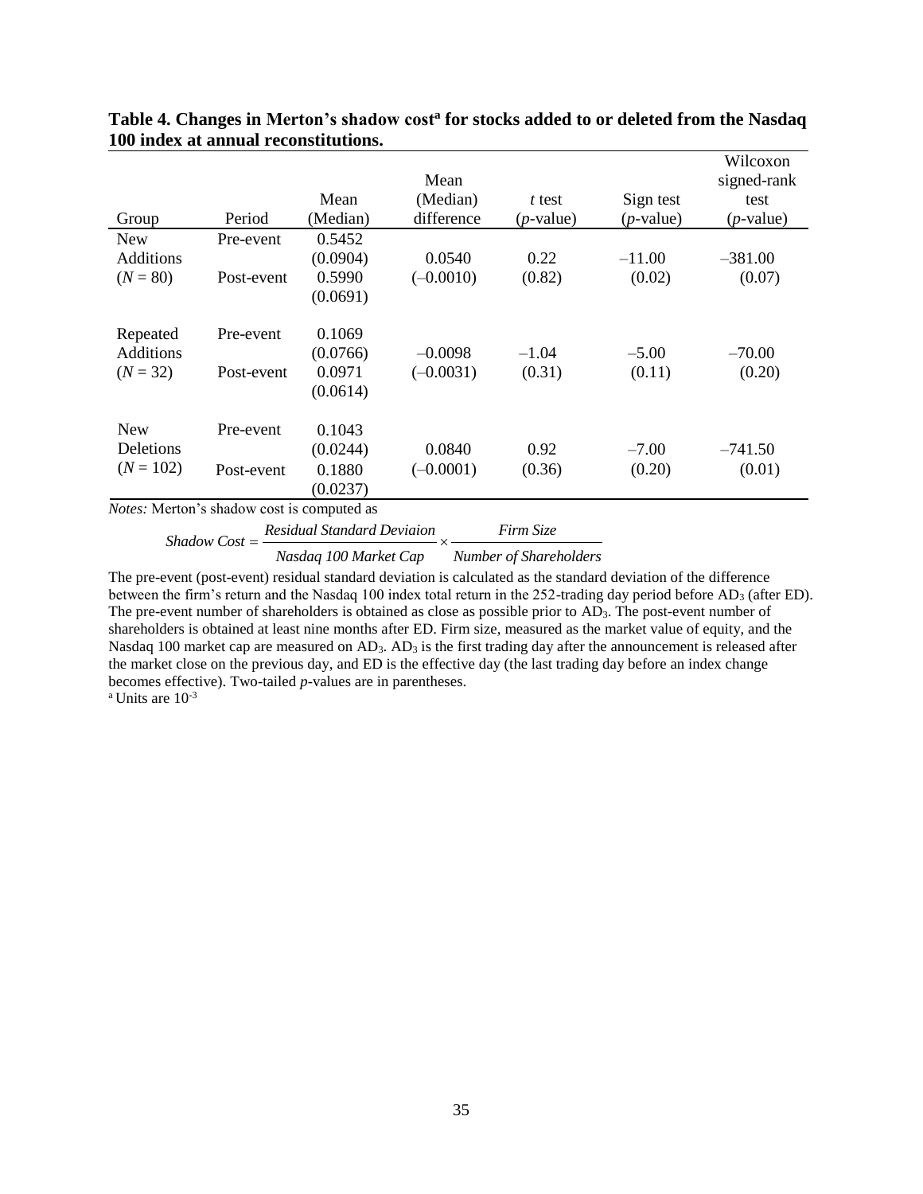**Table 4. Changes in Merton's shadow cost[a] for stocks added to or deleted from the Nasdaq 100 index at annual reconstitutions.**

| Group | Period | Mean (Median) | Mean (Median) difference | *t* test (*p*-value) | Sign test (*p*-value) | Wilcoxon signed-rank test (*p*-value) |
|---|---|---|---|---|---|---|
| New Additions ($N = 80$) | Pre-event | 0.5452 (0.0904) | 0.0540 (–0.0010) | 0.22 (0.82) | –11.00 (0.02) | –381.00 (0.07) |
| | Post-event | 0.5990 (0.0691) | | | | |
| Repeated Additions ($N = 32$) | Pre-event | 0.1069 (0.0766) | –0.0098 (–0.0031) | –1.04 (0.31) | –5.00 (0.11) | –70.00 (0.20) |
| | Post-event | 0.0971 (0.0614) | | | | |
| New Deletions ($N = 102$) | Pre-event | 0.1043 (0.0244) | 0.0840 (–0.0001) | 0.92 (0.36) | –7.00 (0.20) | –741.50 (0.01) |
| | Post-event | 0.1880 (0.0237) | | | | |

*Notes:* Merton's shadow cost is computed as

$$Shadow\ Cost = \frac{Residual\ Standard\ Deviaion}{Nasdaq\ 100\ Market\ Cap} \times \frac{Firm\ Size}{Number\ of\ Shareholders}$$

The pre-event (post-event) residual standard deviation is calculated as the standard deviation of the difference between the firm's return and the Nasdaq 100 index total return in the 252-trading day period before $AD_3$ (after ED). The pre-event number of shareholders is obtained as close as possible prior to $AD_3$. The post-event number of shareholders is obtained at least nine months after ED. Firm size, measured as the market value of equity, and the Nasdaq 100 market cap are measured on $AD_3$. $AD_3$ is the first trading day after the announcement is released after the market close on the previous day, and ED is the effective day (the last trading day before an index change becomes effective). Two-tailed *p*-values are in parentheses.

[a] Units are $10^{-3}$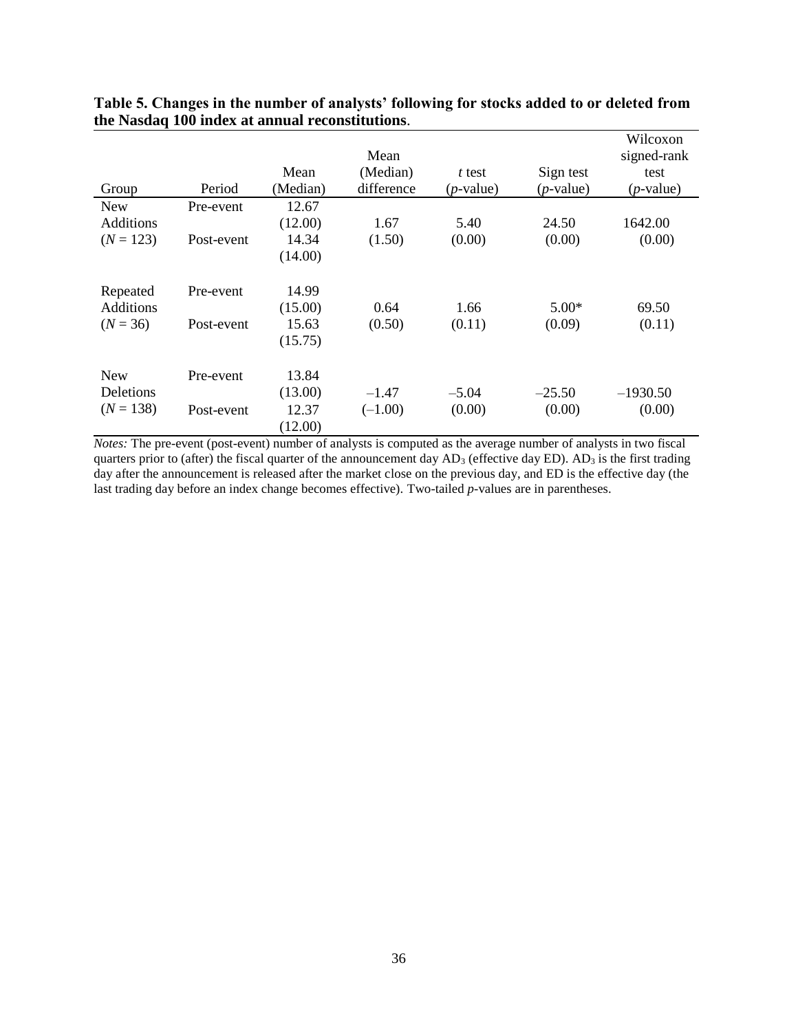**Table 5. Changes in the number of analysts' following for stocks added to or deleted from the Nasdaq 100 index at annual reconstitutions**.

| Group | Period | Mean (Median) | Mean (Median) difference | $t$ test ($p$-value) | Sign test ($p$-value) | Wilcoxon signed-rank test ($p$-value) |
|---|---|---|---|---|---|---|
| New Additions ($N$ = 123) | Pre-event | 12.67 (12.00) | 1.67 (1.50) | 5.40 (0.00) | 24.50 (0.00) | 1642.00 (0.00) |
| | Post-event | 14.34 (14.00) | | | | |
| Repeated Additions ($N$ = 36) | Pre-event | 14.99 (15.00) | 0.64 (0.50) | 1.66 (0.11) | 5.00* (0.09) | 69.50 (0.11) |
| | Post-event | 15.63 (15.75) | | | | |
| New Deletions ($N$ = 138) | Pre-event | 13.84 (13.00) | –1.47 (–1.00) | –5.04 (0.00) | –25.50 (0.00) | –1930.50 (0.00) |
| | Post-event | 12.37 (12.00) | | | | |

*Notes:* The pre-event (post-event) number of analysts is computed as the average number of analysts in two fiscal quarters prior to (after) the fiscal quarter of the announcement day $AD_3$ (effective day ED). $AD_3$ is the first trading day after the announcement is released after the market close on the previous day, and ED is the effective day (the last trading day before an index change becomes effective). Two-tailed $p$-values are in parentheses.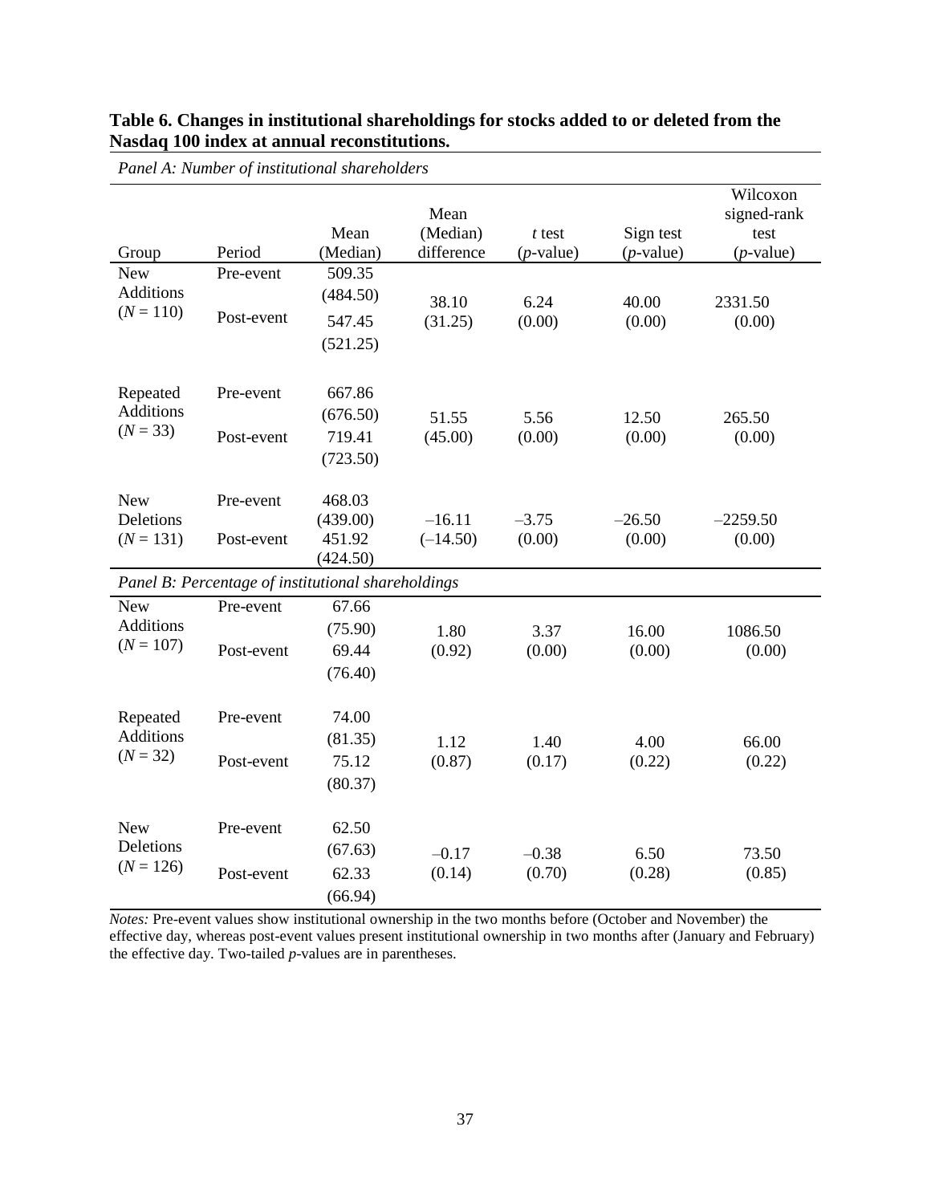**Table 6. Changes in institutional shareholdings for stocks added to or deleted from the Nasdaq 100 index at annual reconstitutions.**

*Panel A: Number of institutional shareholders*

| Group | Period | Mean (Median) | Mean (Median) difference | *t* test (*p*-value) | Sign test (*p*-value) | Wilcoxon signed-rank test (*p*-value) |
|---|---|---|---|---|---|---|
| New Additions ($N = 110$) | Pre-event | 509.35 (484.50) | 38.10 (31.25) | 6.24 (0.00) | 40.00 (0.00) | 2331.50 (0.00) |
| | Post-event | 547.45 (521.25) | | | | |
| Repeated Additions ($N = 33$) | Pre-event | 667.86 (676.50) | 51.55 (45.00) | 5.56 (0.00) | 12.50 (0.00) | 265.50 (0.00) |
| | Post-event | 719.41 (723.50) | | | | |
| New Deletions ($N = 131$) | Pre-event | 468.03 (439.00) | –16.11 (–14.50) | –3.75 (0.00) | –26.50 (0.00) | –2259.50 (0.00) |
| | Post-event | 451.92 (424.50) | | | | |

*Panel B: Percentage of institutional shareholdings*

| Group | Period | Mean (Median) | Mean (Median) difference | *t* test (*p*-value) | Sign test (*p*-value) | Wilcoxon signed-rank test (*p*-value) |
|---|---|---|---|---|---|---|
| New Additions ($N = 107$) | Pre-event | 67.66 (75.90) | 1.80 (0.92) | 3.37 (0.00) | 16.00 (0.00) | 1086.50 (0.00) |
| | Post-event | 69.44 (76.40) | | | | |
| Repeated Additions ($N = 32$) | Pre-event | 74.00 (81.35) | 1.12 (0.87) | 1.40 (0.17) | 4.00 (0.22) | 66.00 (0.22) |
| | Post-event | 75.12 (80.37) | | | | |
| New Deletions ($N = 126$) | Pre-event | 62.50 (67.63) | –0.17 (0.14) | –0.38 (0.70) | 6.50 (0.28) | 73.50 (0.85) |
| | Post-event | 62.33 (66.94) | | | | |

*Notes:* Pre-event values show institutional ownership in the two months before (October and November) the effective day, whereas post-event values present institutional ownership in two months after (January and February) the effective day. Two-tailed *p*-values are in parentheses.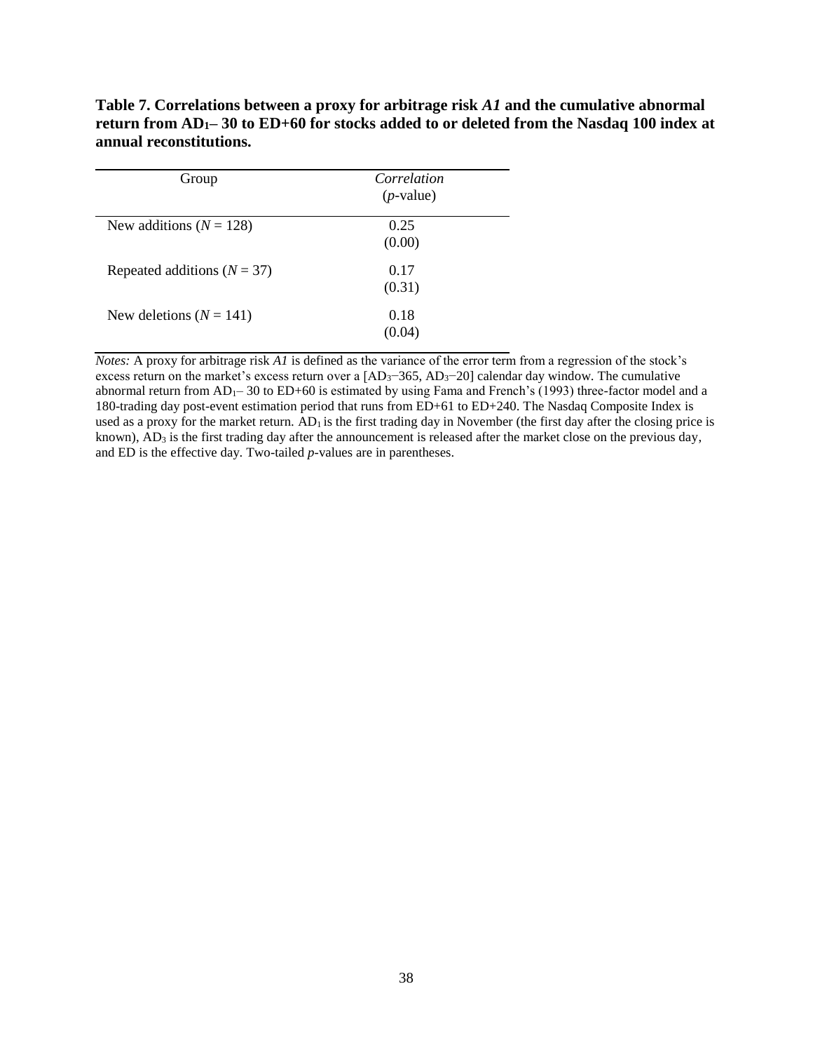**Table 7. Correlations between a proxy for arbitrage risk *A1* and the cumulative abnormal return from $AD_1$– 30 to ED+60 for stocks added to or deleted from the Nasdaq 100 index at annual reconstitutions.**

| Group | *Correlation* (*p*-value) |
|---|---|
| New additions ($N$ = 128) | 0.25 (0.00) |
| Repeated additions ($N$ = 37) | 0.17 (0.31) |
| New deletions ($N$ = 141) | 0.18 (0.04) |

*Notes:* A proxy for arbitrage risk *A1* is defined as the variance of the error term from a regression of the stock's excess return on the market's excess return over a [$AD_3$−365, $AD_3$−20] calendar day window. The cumulative abnormal return from $AD_1$– 30 to ED+60 is estimated by using Fama and French's (1993) three-factor model and a 180-trading day post-event estimation period that runs from ED+61 to ED+240. The Nasdaq Composite Index is used as a proxy for the market return. $AD_1$ is the first trading day in November (the first day after the closing price is known), $AD_3$ is the first trading day after the announcement is released after the market close on the previous day, and ED is the effective day. Two-tailed *p*-values are in parentheses.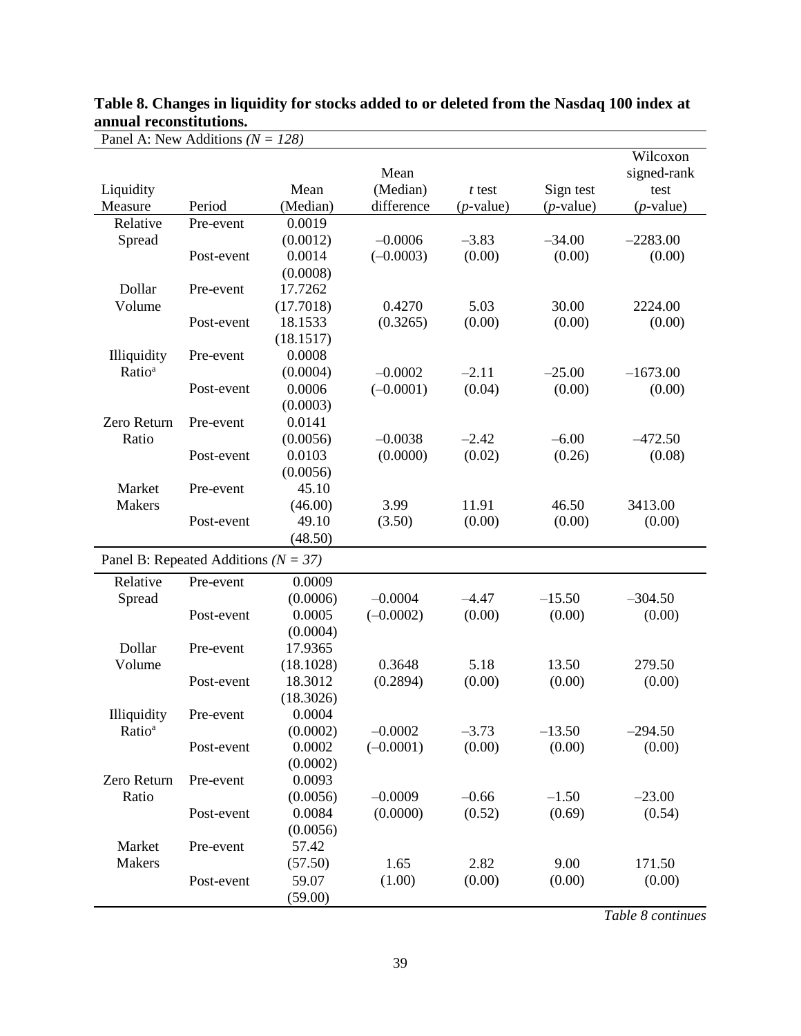**Table 8. Changes in liquidity for stocks added to or deleted from the Nasdaq 100 index at annual reconstitutions.**

| Liquidity Measure | Period | Mean (Median) | Mean (Median) difference | *t* test (*p*-value) | Sign test (*p*-value) | Wilcoxon signed-rank test (*p*-value) |
|---|---|---|---|---|---|---|
| Panel A: New Additions *(N = 128)* | | | | | | |
| Relative Spread | Pre-event | 0.0019 (0.0012) | –0.0006 | –3.83 | –34.00 | –2283.00 |
| | Post-event | 0.0014 (0.0008) | (–0.0003) | (0.00) | (0.00) | (0.00) |
| Dollar Volume | Pre-event | 17.7262 (17.7018) | 0.4270 | 5.03 | 30.00 | 2224.00 |
| | Post-event | 18.1533 (18.1517) | (0.3265) | (0.00) | (0.00) | (0.00) |
| Illiquidity Ratio[a] | Pre-event | 0.0008 (0.0004) | –0.0002 | –2.11 | –25.00 | –1673.00 |
| | Post-event | 0.0006 (0.0003) | (–0.0001) | (0.04) | (0.00) | (0.00) |
| Zero Return Ratio | Pre-event | 0.0141 (0.0056) | –0.0038 | –2.42 | –6.00 | –472.50 |
| | Post-event | 0.0103 (0.0056) | (0.0000) | (0.02) | (0.26) | (0.08) |
| Market Makers | Pre-event | 45.10 (46.00) | 3.99 | 11.91 | 46.50 | 3413.00 |
| | Post-event | 49.10 (48.50) | (3.50) | (0.00) | (0.00) | (0.00) |
| Panel B: Repeated Additions *(N = 37)* | | | | | | |
| Relative Spread | Pre-event | 0.0009 (0.0006) | –0.0004 | –4.47 | –15.50 | –304.50 |
| | Post-event | 0.0005 (0.0004) | (–0.0002) | (0.00) | (0.00) | (0.00) |
| Dollar Volume | Pre-event | 17.9365 (18.1028) | 0.3648 | 5.18 | 13.50 | 279.50 |
| | Post-event | 18.3012 (18.3026) | (0.2894) | (0.00) | (0.00) | (0.00) |
| Illiquidity Ratio[a] | Pre-event | 0.0004 (0.0002) | –0.0002 | –3.73 | –13.50 | –294.50 |
| | Post-event | 0.0002 (0.0002) | (–0.0001) | (0.00) | (0.00) | (0.00) |
| Zero Return Ratio | Pre-event | 0.0093 (0.0056) | –0.0009 | –0.66 | –1.50 | –23.00 |
| | Post-event | 0.0084 (0.0056) | (0.0000) | (0.52) | (0.69) | (0.54) |
| Market Makers | Pre-event | 57.42 (57.50) | 1.65 | 2.82 | 9.00 | 171.50 |
| | Post-event | 59.07 (59.00) | (1.00) | (0.00) | (0.00) | (0.00) |

*Table 8 continues*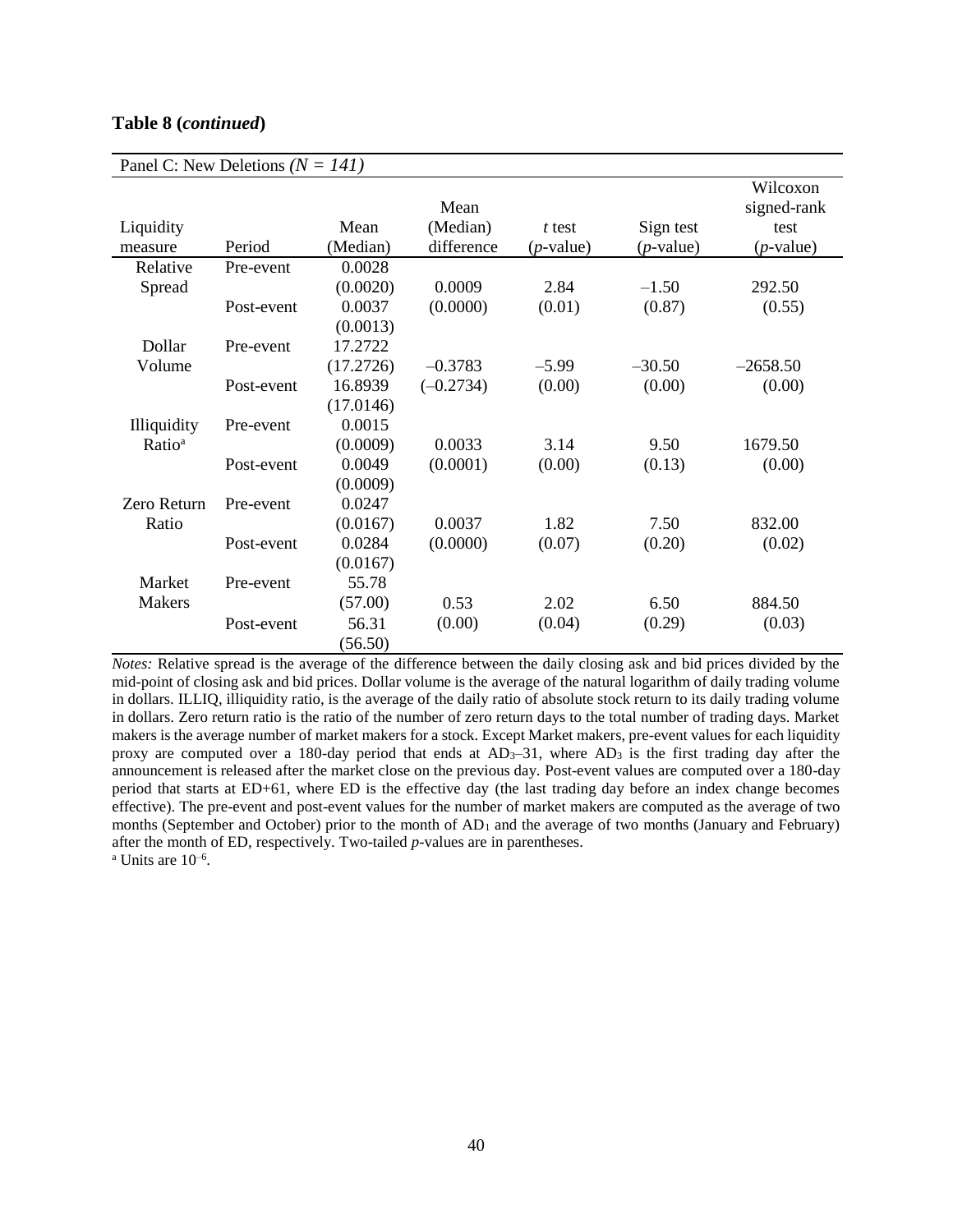**Table 8 (*continued*)**

| Panel C: New Deletions *(N = 141)* | | | | | | |
|---|---|---|---|---|---|---|
| Liquidity measure | Period | Mean (Median) | Mean (Median) difference | *t* test (*p*-value) | Sign test (*p*-value) | Wilcoxon signed-rank test (*p*-value) |
| Relative Spread | Pre-event | 0.0028 (0.0020) | 0.0009 (0.0000) | 2.84 (0.01) | –1.50 (0.87) | 292.50 (0.55) |
| | Post-event | 0.0037 (0.0013) | | | | |
| Dollar Volume | Pre-event | 17.2722 (17.2726) | –0.3783 (–0.2734) | –5.99 (0.00) | –30.50 (0.00) | –2658.50 (0.00) |
| | Post-event | 16.8939 (17.0146) | | | | |
| Illiquidity Ratio[a] | Pre-event | 0.0015 (0.0009) | 0.0033 (0.0001) | 3.14 (0.00) | 9.50 (0.13) | 1679.50 (0.00) |
| | Post-event | 0.0049 (0.0009) | | | | |
| Zero Return Ratio | Pre-event | 0.0247 (0.0167) | 0.0037 (0.0000) | 1.82 (0.07) | 7.50 (0.20) | 832.00 (0.02) |
| | Post-event | 0.0284 (0.0167) | | | | |
| Market Makers | Pre-event | 55.78 (57.00) | 0.53 (0.00) | 2.02 (0.04) | 6.50 (0.29) | 884.50 (0.03) |
| | Post-event | 56.31 (56.50) | | | | |

*Notes:* Relative spread is the average of the difference between the daily closing ask and bid prices divided by the mid-point of closing ask and bid prices. Dollar volume is the average of the natural logarithm of daily trading volume in dollars. ILLIQ, illiquidity ratio, is the average of the daily ratio of absolute stock return to its daily trading volume in dollars. Zero return ratio is the ratio of the number of zero return days to the total number of trading days. Market makers is the average number of market makers for a stock. Except Market makers, pre-event values for each liquidity proxy are computed over a 180-day period that ends at $AD_3$–31, where $AD_3$ is the first trading day after the announcement is released after the market close on the previous day. Post-event values are computed over a 180-day period that starts at ED+61, where ED is the effective day (the last trading day before an index change becomes effective). The pre-event and post-event values for the number of market makers are computed as the average of two months (September and October) prior to the month of $AD_1$ and the average of two months (January and February) after the month of ED, respectively. Two-tailed *p*-values are in parentheses.

[a] Units are $10^{-6}$.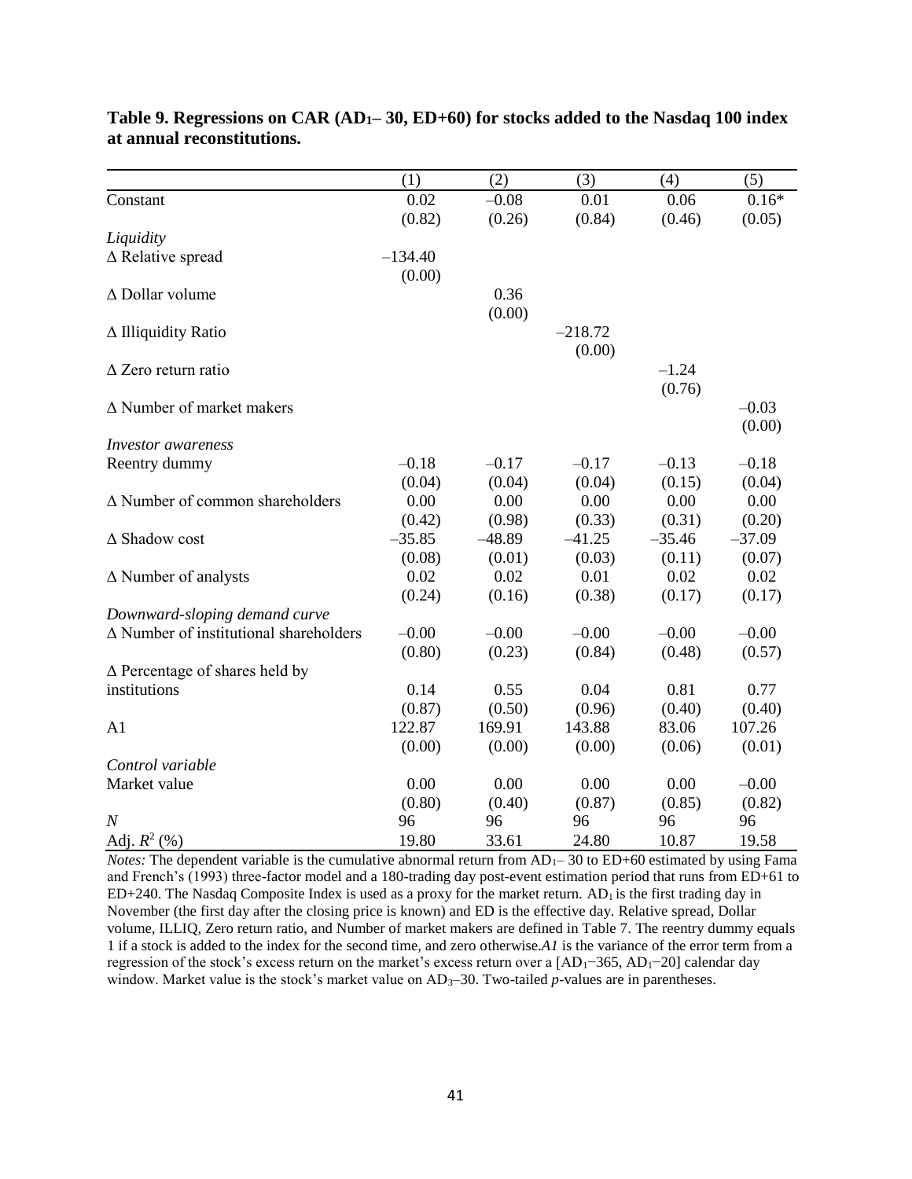**Table 9. Regressions on CAR ($AD_1$– 30, ED+60) for stocks added to the Nasdaq 100 index at annual reconstitutions.**

| | (1) | (2) | (3) | (4) | (5) |
|---|---|---|---|---|---|
| Constant | 0.02 | –0.08 | 0.01 | 0.06 | 0.16* |
| | (0.82) | (0.26) | (0.84) | (0.46) | (0.05) |
| *Liquidity* | | | | | |
| Δ Relative spread | –134.40 | | | | |
| | (0.00) | | | | |
| Δ Dollar volume | | 0.36 | | | |
| | | (0.00) | | | |
| Δ Illiquidity Ratio | | | –218.72 | | |
| | | | (0.00) | | |
| Δ Zero return ratio | | | | –1.24 | |
| | | | | (0.76) | |
| Δ Number of market makers | | | | | –0.03 |
| | | | | | (0.00) |
| *Investor awareness* | | | | | |
| Reentry dummy | –0.18 | –0.17 | –0.17 | –0.13 | –0.18 |
| | (0.04) | (0.04) | (0.04) | (0.15) | (0.04) |
| Δ Number of common shareholders | 0.00 | 0.00 | 0.00 | 0.00 | 0.00 |
| | (0.42) | (0.98) | (0.33) | (0.31) | (0.20) |
| Δ Shadow cost | –35.85 | –48.89 | –41.25 | –35.46 | –37.09 |
| | (0.08) | (0.01) | (0.03) | (0.11) | (0.07) |
| Δ Number of analysts | 0.02 | 0.02 | 0.01 | 0.02 | 0.02 |
| | (0.24) | (0.16) | (0.38) | (0.17) | (0.17) |
| *Downward-sloping demand curve* | | | | | |
| Δ Number of institutional shareholders | –0.00 | –0.00 | –0.00 | –0.00 | –0.00 |
| | (0.80) | (0.23) | (0.84) | (0.48) | (0.57) |
| Δ Percentage of shares held by institutions | 0.14 | 0.55 | 0.04 | 0.81 | 0.77 |
| | (0.87) | (0.50) | (0.96) | (0.40) | (0.40) |
| A1 | 122.87 | 169.91 | 143.88 | 83.06 | 107.26 |
| | (0.00) | (0.00) | (0.00) | (0.06) | (0.01) |
| *Control variable* | | | | | |
| Market value | 0.00 | 0.00 | 0.00 | 0.00 | –0.00 |
| | (0.80) | (0.40) | (0.87) | (0.85) | (0.82) |
| *N* | 96 | 96 | 96 | 96 | 96 |
| Adj. $R^2$ (%) | 19.80 | 33.61 | 24.80 | 10.87 | 19.58 |

*Notes:* The dependent variable is the cumulative abnormal return from $AD_1$– 30 to ED+60 estimated by using Fama and French's (1993) three-factor model and a 180-trading day post-event estimation period that runs from ED+61 to ED+240. The Nasdaq Composite Index is used as a proxy for the market return. $AD_1$ is the first trading day in November (the first day after the closing price is known) and ED is the effective day. Relative spread, Dollar volume, ILLIQ, Zero return ratio, and Number of market makers are defined in Table 7. The reentry dummy equals 1 if a stock is added to the index for the second time, and zero otherwise.*A1* is the variance of the error term from a regression of the stock's excess return on the market's excess return over a [$AD_1$−365, $AD_1$−20] calendar day window. Market value is the stock's market value on $AD_3$–30. Two-tailed *p*-values are in parentheses.